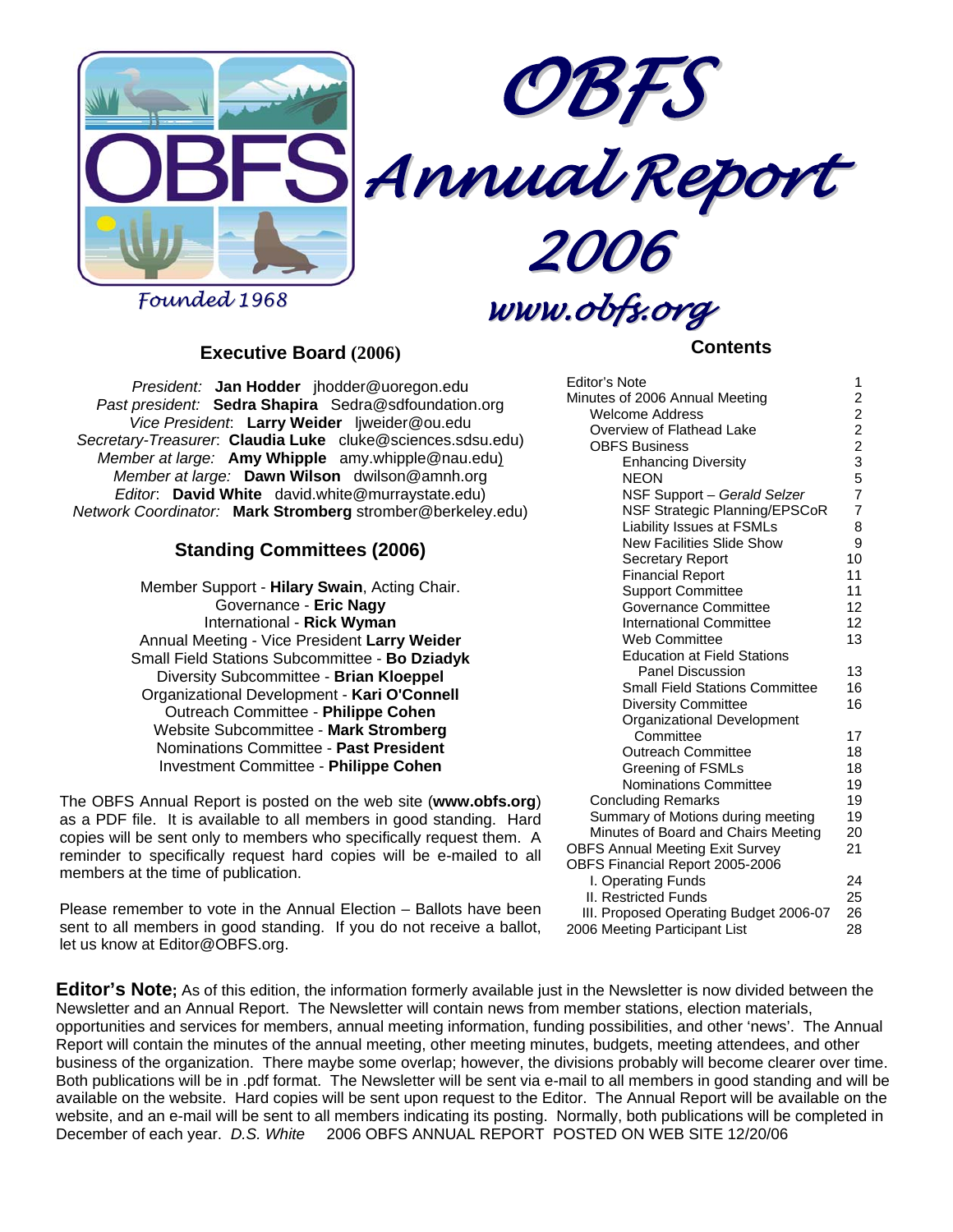# OBFS Annual Report 2006

Founded 1968

www.obfs.org

## Executive Board (2006)

*President:* **Jan Hodder** jhodder@uoregon.edu
*Past president:* **Sedra Shapira** Sedra@sdfoundation.org
*Vice President*: **Larry Weider** ljweider@ou.edu
*Secretary-Treasurer*: **Claudia Luke** cluke@sciences.sdsu.edu)
*Member at large:* **Amy Whipple** amy.whipple@nau.edu)
*Member at large:* **Dawn Wilson** dwilson@amnh.org
*Editor*: **David White** david.white@murraystate.edu)
*Network Coordinator:* **Mark Stromberg** stromber@berkeley.edu)

## Standing Committees (2006)

Member Support - **Hilary Swain**, Acting Chair.
Governance - **Eric Nagy**
International - **Rick Wyman**
Annual Meeting - Vice President **Larry Weider**
Small Field Stations Subcommittee - **Bo Dziadyk**
Diversity Subcommittee - **Brian Kloeppel**
Organizational Development - **Kari O'Connell**
Outreach Committee - **Philippe Cohen**
Website Subcommittee - **Mark Stromberg**
Nominations Committee - **Past President**
Investment Committee - **Philippe Cohen**

The OBFS Annual Report is posted on the web site (**www.obfs.org**) as a PDF file. It is available to all members in good standing. Hard copies will be sent only to members who specifically request them. A reminder to specifically request hard copies will be e-mailed to all members at the time of publication.

Please remember to vote in the Annual Election – Ballots have been sent to all members in good standing. If you do not receive a ballot, let us know at Editor@OBFS.org.

## Contents

| | |
|---|---|
| Editor's Note | 1 |
| Minutes of 2006 Annual Meeting | 2 |
| Welcome Address | 2 |
| Overview of Flathead Lake | 2 |
| OBFS Business | 2 |
| Enhancing Diversity | 3 |
| NEON | 5 |
| NSF Support – *Gerald Selzer* | 7 |
| NSF Strategic Planning/EPSCoR | 7 |
| Liability Issues at FSMLs | 8 |
| New Facilities Slide Show | 9 |
| Secretary Report | 10 |
| Financial Report | 11 |
| Support Committee | 11 |
| Governance Committee | 12 |
| International Committee | 12 |
| Web Committee | 13 |
| Education at Field Stations Panel Discussion | 13 |
| Small Field Stations Committee | 16 |
| Diversity Committee | 16 |
| Organizational Development Committee | 17 |
| Outreach Committee | 18 |
| Greening of FSMLs | 18 |
| Nominations Committee | 19 |
| Concluding Remarks | 19 |
| Summary of Motions during meeting | 19 |
| Minutes of Board and Chairs Meeting | 20 |
| OBFS Annual Meeting Exit Survey | 21 |
| OBFS Financial Report 2005-2006 | |
| I. Operating Funds | 24 |
| II. Restricted Funds | 25 |
| III. Proposed Operating Budget 2006-07 | 26 |
| 2006 Meeting Participant List | 28 |

**Editor's Note;** As of this edition, the information formerly available just in the Newsletter is now divided between the Newsletter and an Annual Report. The Newsletter will contain news from member stations, election materials, opportunities and services for members, annual meeting information, funding possibilities, and other 'news'. The Annual Report will contain the minutes of the annual meeting, other meeting minutes, budgets, meeting attendees, and other business of the organization. There maybe some overlap; however, the divisions probably will become clearer over time. Both publications will be in .pdf format. The Newsletter will be sent via e-mail to all members in good standing and will be available on the website. Hard copies will be sent upon request to the Editor. The Annual Report will be available on the website, and an e-mail will be sent to all members indicating its posting. Normally, both publications will be completed in December of each year. *D.S. White* 2006 OBFS ANNUAL REPORT POSTED ON WEB SITE 12/20/06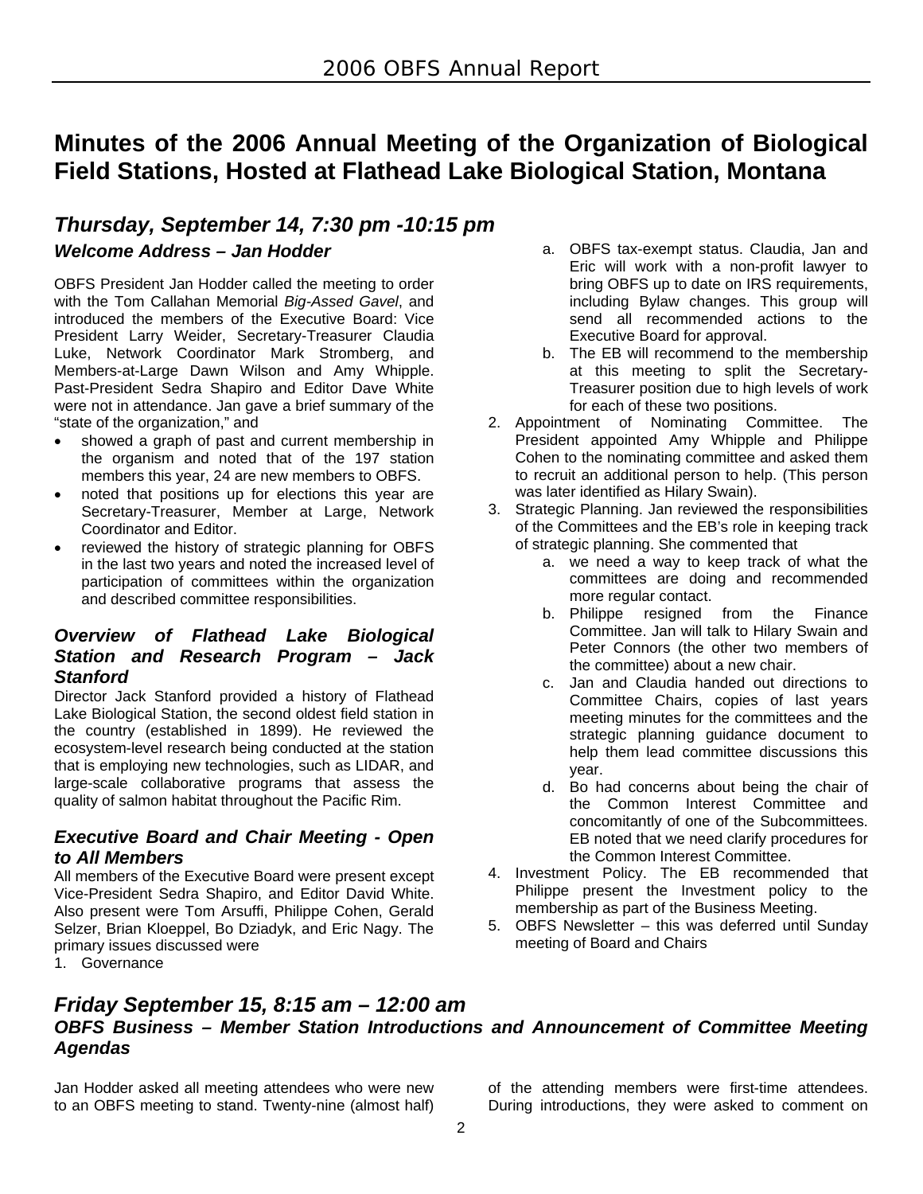# Minutes of the 2006 Annual Meeting of the Organization of Biological Field Stations, Hosted at Flathead Lake Biological Station, Montana

## *Thursday, September 14, 7:30 pm -10:15 pm*

### *Welcome Address – Jan Hodder*

OBFS President Jan Hodder called the meeting to order with the Tom Callahan Memorial *Big-Assed Gavel*, and introduced the members of the Executive Board: Vice President Larry Weider, Secretary-Treasurer Claudia Luke, Network Coordinator Mark Stromberg, and Members-at-Large Dawn Wilson and Amy Whipple. Past-President Sedra Shapiro and Editor Dave White were not in attendance. Jan gave a brief summary of the "state of the organization," and

- showed a graph of past and current membership in the organism and noted that of the 197 station members this year, 24 are new members to OBFS.
- noted that positions up for elections this year are Secretary-Treasurer, Member at Large, Network Coordinator and Editor.
- reviewed the history of strategic planning for OBFS in the last two years and noted the increased level of participation of committees within the organization and described committee responsibilities.

### *Overview of Flathead Lake Biological Station and Research Program – Jack Stanford*

Director Jack Stanford provided a history of Flathead Lake Biological Station, the second oldest field station in the country (established in 1899). He reviewed the ecosystem-level research being conducted at the station that is employing new technologies, such as LIDAR, and large-scale collaborative programs that assess the quality of salmon habitat throughout the Pacific Rim.

### *Executive Board and Chair Meeting - Open to All Members*

All members of the Executive Board were present except Vice-President Sedra Shapiro, and Editor David White. Also present were Tom Arsuffi, Philippe Cohen, Gerald Selzer, Brian Kloeppel, Bo Dziadyk, and Eric Nagy. The primary issues discussed were

1. Governance
    a. OBFS tax-exempt status. Claudia, Jan and Eric will work with a non-profit lawyer to bring OBFS up to date on IRS requirements, including Bylaw changes. This group will send all recommended actions to the Executive Board for approval.
    b. The EB will recommend to the membership at this meeting to split the Secretary-Treasurer position due to high levels of work for each of these two positions.
2. Appointment of Nominating Committee. The President appointed Amy Whipple and Philippe Cohen to the nominating committee and asked them to recruit an additional person to help. (This person was later identified as Hilary Swain).
3. Strategic Planning. Jan reviewed the responsibilities of the Committees and the EB's role in keeping track of strategic planning. She commented that
    a. we need a way to keep track of what the committees are doing and recommended more regular contact.
    b. Philippe resigned from the Finance Committee. Jan will talk to Hilary Swain and Peter Connors (the other two members of the committee) about a new chair.
    c. Jan and Claudia handed out directions to Committee Chairs, copies of last years meeting minutes for the committees and the strategic planning guidance document to help them lead committee discussions this year.
    d. Bo had concerns about being the chair of the Common Interest Committee and concomitantly of one of the Subcommittees. EB noted that we need clarify procedures for the Common Interest Committee.
4. Investment Policy. The EB recommended that Philippe present the Investment policy to the membership as part of the Business Meeting.
5. OBFS Newsletter – this was deferred until Sunday meeting of Board and Chairs

## *Friday September 15, 8:15 am – 12:00 am*

### *OBFS Business – Member Station Introductions and Announcement of Committee Meeting Agendas*

Jan Hodder asked all meeting attendees who were new to an OBFS meeting to stand. Twenty-nine (almost half) of the attending members were first-time attendees. During introductions, they were asked to comment on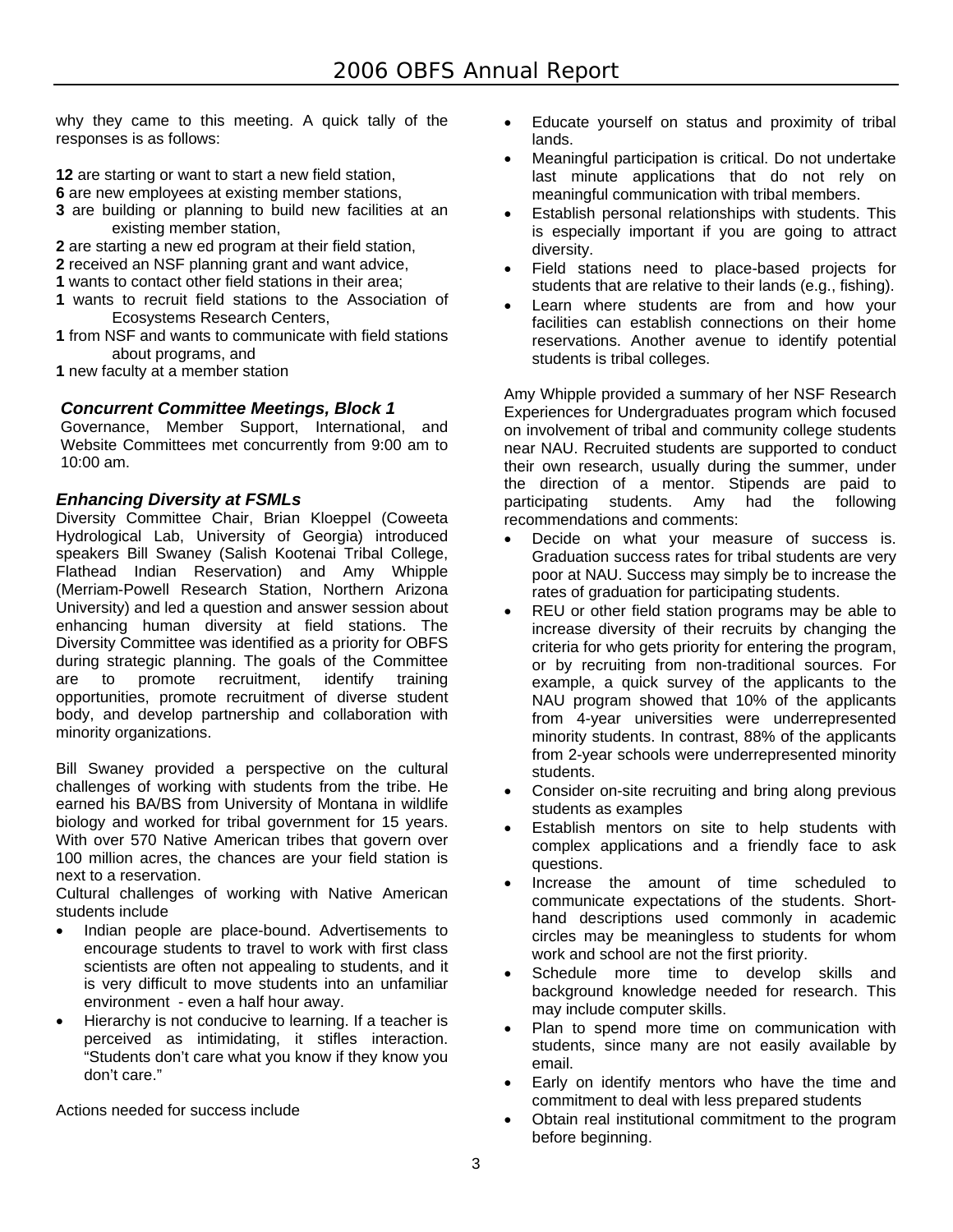why they came to this meeting. A quick tally of the responses is as follows:

**12** are starting or want to start a new field station,
**6** are new employees at existing member stations,
**3** are building or planning to build new facilities at an existing member station,
**2** are starting a new ed program at their field station,
**2** received an NSF planning grant and want advice,
**1** wants to contact other field stations in their area;
**1** wants to recruit field stations to the Association of Ecosystems Research Centers,
**1** from NSF and wants to communicate with field stations about programs, and
**1** new faculty at a member station

### *Concurrent Committee Meetings, Block 1*

Governance, Member Support, International, and Website Committees met concurrently from 9:00 am to 10:00 am.

### *Enhancing Diversity at FSMLs*

Diversity Committee Chair, Brian Kloeppel (Coweeta Hydrological Lab, University of Georgia) introduced speakers Bill Swaney (Salish Kootenai Tribal College, Flathead Indian Reservation) and Amy Whipple (Merriam-Powell Research Station, Northern Arizona University) and led a question and answer session about enhancing human diversity at field stations. The Diversity Committee was identified as a priority for OBFS during strategic planning. The goals of the Committee are to promote recruitment, identify training opportunities, promote recruitment of diverse student body, and develop partnership and collaboration with minority organizations.

Bill Swaney provided a perspective on the cultural challenges of working with students from the tribe. He earned his BA/BS from University of Montana in wildlife biology and worked for tribal government for 15 years. With over 570 Native American tribes that govern over 100 million acres, the chances are your field station is next to a reservation.

Cultural challenges of working with Native American students include

- Indian people are place-bound. Advertisements to encourage students to travel to work with first class scientists are often not appealing to students, and it is very difficult to move students into an unfamiliar environment - even a half hour away.
- Hierarchy is not conducive to learning. If a teacher is perceived as intimidating, it stifles interaction. "Students don't care what you know if they know you don't care."

Actions needed for success include

- Educate yourself on status and proximity of tribal lands.
- Meaningful participation is critical. Do not undertake last minute applications that do not rely on meaningful communication with tribal members.
- Establish personal relationships with students. This is especially important if you are going to attract diversity.
- Field stations need to place-based projects for students that are relative to their lands (e.g., fishing).
- Learn where students are from and how your facilities can establish connections on their home reservations. Another avenue to identify potential students is tribal colleges.

Amy Whipple provided a summary of her NSF Research Experiences for Undergraduates program which focused on involvement of tribal and community college students near NAU. Recruited students are supported to conduct their own research, usually during the summer, under the direction of a mentor. Stipends are paid to participating students. Amy had the following recommendations and comments:

- Decide on what your measure of success is. Graduation success rates for tribal students are very poor at NAU. Success may simply be to increase the rates of graduation for participating students.
- REU or other field station programs may be able to increase diversity of their recruits by changing the criteria for who gets priority for entering the program, or by recruiting from non-traditional sources. For example, a quick survey of the applicants to the NAU program showed that 10% of the applicants from 4-year universities were underrepresented minority students. In contrast, 88% of the applicants from 2-year schools were underrepresented minority students.
- Consider on-site recruiting and bring along previous students as examples
- Establish mentors on site to help students with complex applications and a friendly face to ask questions.
- Increase the amount of time scheduled to communicate expectations of the students. Short-hand descriptions used commonly in academic circles may be meaningless to students for whom work and school are not the first priority.
- Schedule more time to develop skills and background knowledge needed for research. This may include computer skills.
- Plan to spend more time on communication with students, since many are not easily available by email.
- Early on identify mentors who have the time and commitment to deal with less prepared students
- Obtain real institutional commitment to the program before beginning.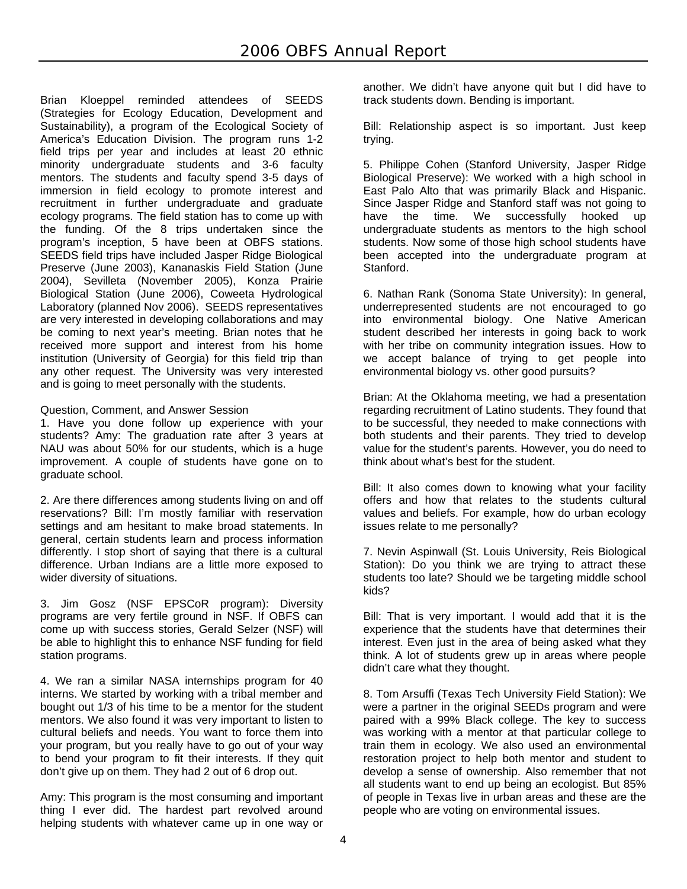Brian Kloeppel reminded attendees of SEEDS (Strategies for Ecology Education, Development and Sustainability), a program of the Ecological Society of America's Education Division. The program runs 1-2 field trips per year and includes at least 20 ethnic minority undergraduate students and 3-6 faculty mentors. The students and faculty spend 3-5 days of immersion in field ecology to promote interest and recruitment in further undergraduate and graduate ecology programs. The field station has to come up with the funding. Of the 8 trips undertaken since the program's inception, 5 have been at OBFS stations. SEEDS field trips have included Jasper Ridge Biological Preserve (June 2003), Kananaskis Field Station (June 2004), Sevilleta (November 2005), Konza Prairie Biological Station (June 2006), Coweeta Hydrological Laboratory (planned Nov 2006). SEEDS representatives are very interested in developing collaborations and may be coming to next year's meeting. Brian notes that he received more support and interest from his home institution (University of Georgia) for this field trip than any other request. The University was very interested and is going to meet personally with the students.

Question, Comment, and Answer Session

1. Have you done follow up experience with your students? Amy: The graduation rate after 3 years at NAU was about 50% for our students, which is a huge improvement. A couple of students have gone on to graduate school.

2. Are there differences among students living on and off reservations? Bill: I'm mostly familiar with reservation settings and am hesitant to make broad statements. In general, certain students learn and process information differently. I stop short of saying that there is a cultural difference. Urban Indians are a little more exposed to wider diversity of situations.

3. Jim Gosz (NSF EPSCoR program): Diversity programs are very fertile ground in NSF. If OBFS can come up with success stories, Gerald Selzer (NSF) will be able to highlight this to enhance NSF funding for field station programs.

4. We ran a similar NASA internships program for 40 interns. We started by working with a tribal member and bought out 1/3 of his time to be a mentor for the student mentors. We also found it was very important to listen to cultural beliefs and needs. You want to force them into your program, but you really have to go out of your way to bend your program to fit their interests. If they quit don't give up on them. They had 2 out of 6 drop out.

Amy: This program is the most consuming and important thing I ever did. The hardest part revolved around helping students with whatever came up in one way or another. We didn't have anyone quit but I did have to track students down. Bending is important.

Bill: Relationship aspect is so important. Just keep trying.

5. Philippe Cohen (Stanford University, Jasper Ridge Biological Preserve): We worked with a high school in East Palo Alto that was primarily Black and Hispanic. Since Jasper Ridge and Stanford staff was not going to have the time. We successfully hooked up undergraduate students as mentors to the high school students. Now some of those high school students have been accepted into the undergraduate program at Stanford.

6. Nathan Rank (Sonoma State University): In general, underrepresented students are not encouraged to go into environmental biology. One Native American student described her interests in going back to work with her tribe on community integration issues. How to we accept balance of trying to get people into environmental biology vs. other good pursuits?

Brian: At the Oklahoma meeting, we had a presentation regarding recruitment of Latino students. They found that to be successful, they needed to make connections with both students and their parents. They tried to develop value for the student's parents. However, you do need to think about what's best for the student.

Bill: It also comes down to knowing what your facility offers and how that relates to the students cultural values and beliefs. For example, how do urban ecology issues relate to me personally?

7. Nevin Aspinwall (St. Louis University, Reis Biological Station): Do you think we are trying to attract these students too late? Should we be targeting middle school kids?

Bill: That is very important. I would add that it is the experience that the students have that determines their interest. Even just in the area of being asked what they think. A lot of students grew up in areas where people didn't care what they thought.

8. Tom Arsuffi (Texas Tech University Field Station): We were a partner in the original SEEDs program and were paired with a 99% Black college. The key to success was working with a mentor at that particular college to train them in ecology. We also used an environmental restoration project to help both mentor and student to develop a sense of ownership. Also remember that not all students want to end up being an ecologist. But 85% of people in Texas live in urban areas and these are the people who are voting on environmental issues.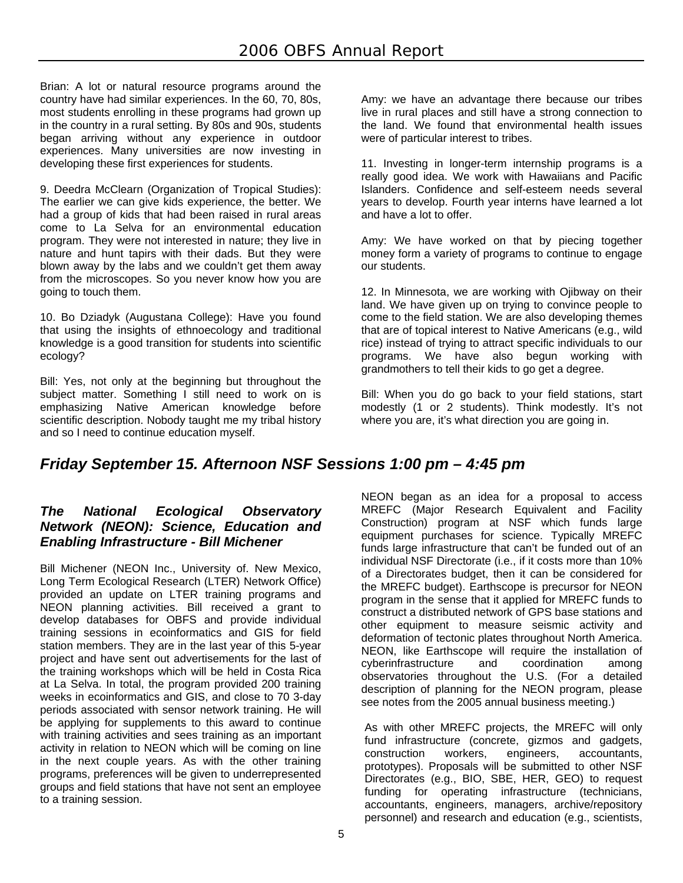Brian: A lot or natural resource programs around the country have had similar experiences. In the 60, 70, 80s, most students enrolling in these programs had grown up in the country in a rural setting. By 80s and 90s, students began arriving without any experience in outdoor experiences. Many universities are now investing in developing these first experiences for students.

9. Deedra McClearn (Organization of Tropical Studies): The earlier we can give kids experience, the better. We had a group of kids that had been raised in rural areas come to La Selva for an environmental education program. They were not interested in nature; they live in nature and hunt tapirs with their dads. But they were blown away by the labs and we couldn't get them away from the microscopes. So you never know how you are going to touch them.

10. Bo Dziadyk (Augustana College): Have you found that using the insights of ethnoecology and traditional knowledge is a good transition for students into scientific ecology?

Bill: Yes, not only at the beginning but throughout the subject matter. Something I still need to work on is emphasizing Native American knowledge before scientific description. Nobody taught me my tribal history and so I need to continue education myself.

Amy: we have an advantage there because our tribes live in rural places and still have a strong connection to the land. We found that environmental health issues were of particular interest to tribes.

11. Investing in longer-term internship programs is a really good idea. We work with Hawaiians and Pacific Islanders. Confidence and self-esteem needs several years to develop. Fourth year interns have learned a lot and have a lot to offer.

Amy: We have worked on that by piecing together money form a variety of programs to continue to engage our students.

12. In Minnesota, we are working with Ojibway on their land. We have given up on trying to convince people to come to the field station. We are also developing themes that are of topical interest to Native Americans (e.g., wild rice) instead of trying to attract specific individuals to our programs. We have also begun working with grandmothers to tell their kids to go get a degree.

Bill: When you do go back to your field stations, start modestly (1 or 2 students). Think modestly. It's not where you are, it's what direction you are going in.

## *Friday September 15. Afternoon NSF Sessions 1:00 pm – 4:45 pm*

### *The National Ecological Observatory Network (NEON): Science, Education and Enabling Infrastructure - Bill Michener*

Bill Michener (NEON Inc., University of. New Mexico, Long Term Ecological Research (LTER) Network Office) provided an update on LTER training programs and NEON planning activities. Bill received a grant to develop databases for OBFS and provide individual training sessions in ecoinformatics and GIS for field station members. They are in the last year of this 5-year project and have sent out advertisements for the last of the training workshops which will be held in Costa Rica at La Selva. In total, the program provided 200 training weeks in ecoinformatics and GIS, and close to 70 3-day periods associated with sensor network training. He will be applying for supplements to this award to continue with training activities and sees training as an important activity in relation to NEON which will be coming on line in the next couple years. As with the other training programs, preferences will be given to underrepresented groups and field stations that have not sent an employee to a training session.

NEON began as an idea for a proposal to access MREFC (Major Research Equivalent and Facility Construction) program at NSF which funds large equipment purchases for science. Typically MREFC funds large infrastructure that can't be funded out of an individual NSF Directorate (i.e., if it costs more than 10% of a Directorates budget, then it can be considered for the MREFC budget). Earthscope is precursor for NEON program in the sense that it applied for MREFC funds to construct a distributed network of GPS base stations and other equipment to measure seismic activity and deformation of tectonic plates throughout North America. NEON, like Earthscope will require the installation of cyberinfrastructure and coordination among observatories throughout the U.S. (For a detailed description of planning for the NEON program, please see notes from the 2005 annual business meeting.)

As with other MREFC projects, the MREFC will only fund infrastructure (concrete, gizmos and gadgets, construction workers, engineers, accountants, prototypes). Proposals will be submitted to other NSF Directorates (e.g., BIO, SBE, HER, GEO) to request funding for operating infrastructure (technicians, accountants, engineers, managers, archive/repository personnel) and research and education (e.g., scientists,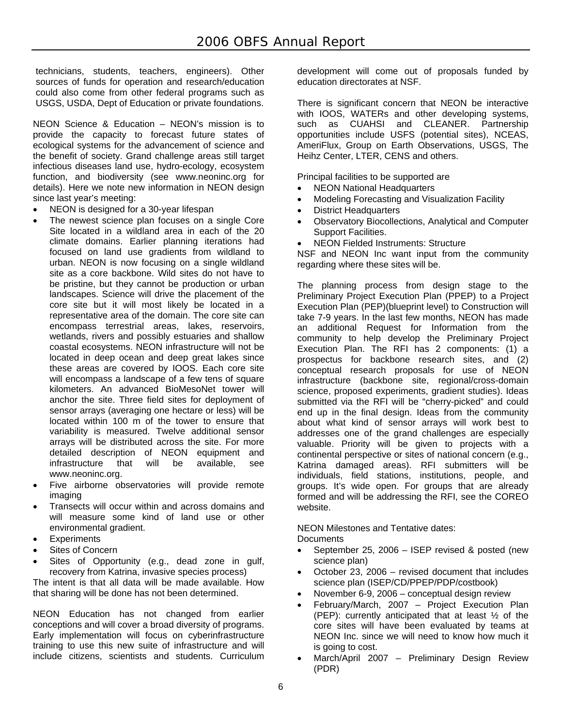technicians, students, teachers, engineers). Other sources of funds for operation and research/education could also come from other federal programs such as USGS, USDA, Dept of Education or private foundations.

NEON Science & Education – NEON's mission is to provide the capacity to forecast future states of ecological systems for the advancement of science and the benefit of society. Grand challenge areas still target infectious diseases land use, hydro-ecology, ecosystem function, and biodiversity (see www.neoninc.org for details). Here we note new information in NEON design since last year's meeting:

- NEON is designed for a 30-year lifespan
- The newest science plan focuses on a single Core Site located in a wildland area in each of the 20 climate domains. Earlier planning iterations had focused on land use gradients from wildland to urban. NEON is now focusing on a single wildland site as a core backbone. Wild sites do not have to be pristine, but they cannot be production or urban landscapes. Science will drive the placement of the core site but it will most likely be located in a representative area of the domain. The core site can encompass terrestrial areas, lakes, reservoirs, wetlands, rivers and possibly estuaries and shallow coastal ecosystems. NEON infrastructure will not be located in deep ocean and deep great lakes since these areas are covered by IOOS. Each core site will encompass a landscape of a few tens of square kilometers. An advanced BioMesoNet tower will anchor the site. Three field sites for deployment of sensor arrays (averaging one hectare or less) will be located within 100 m of the tower to ensure that variability is measured. Twelve additional sensor arrays will be distributed across the site. For more detailed description of NEON equipment and infrastructure that will be available, see www.neoninc.org.
- Five airborne observatories will provide remote imaging
- Transects will occur within and across domains and will measure some kind of land use or other environmental gradient.
- Experiments
- Sites of Concern
- Sites of Opportunity (e.g., dead zone in gulf, recovery from Katrina, invasive species process)

The intent is that all data will be made available. How that sharing will be done has not been determined.

NEON Education has not changed from earlier conceptions and will cover a broad diversity of programs. Early implementation will focus on cyberinfrastructure training to use this new suite of infrastructure and will include citizens, scientists and students. Curriculum development will come out of proposals funded by education directorates at NSF.

There is significant concern that NEON be interactive with IOOS, WATERs and other developing systems, such as CUAHSI and CLEANER. Partnership opportunities include USFS (potential sites), NCEAS, AmeriFlux, Group on Earth Observations, USGS, The Heihz Center, LTER, CENS and others.

Principal facilities to be supported are

- NEON National Headquarters
- Modeling Forecasting and Visualization Facility
- District Headquarters
- Observatory Biocollections, Analytical and Computer Support Facilities.
- NEON Fielded Instruments: Structure

NSF and NEON Inc want input from the community regarding where these sites will be.

The planning process from design stage to the Preliminary Project Execution Plan (PPEP) to a Project Execution Plan (PEP)(blueprint level) to Construction will take 7-9 years. In the last few months, NEON has made an additional Request for Information from the community to help develop the Preliminary Project Execution Plan. The RFI has 2 components: (1) a prospectus for backbone research sites, and (2) conceptual research proposals for use of NEON infrastructure (backbone site, regional/cross-domain science, proposed experiments, gradient studies). Ideas submitted via the RFI will be "cherry-picked" and could end up in the final design. Ideas from the community about what kind of sensor arrays will work best to addresses one of the grand challenges are especially valuable. Priority will be given to projects with a continental perspective or sites of national concern (e.g., Katrina damaged areas). RFI submitters will be individuals, field stations, institutions, people, and groups. It's wide open. For groups that are already formed and will be addressing the RFI, see the COREO website.

NEON Milestones and Tentative dates:

Documents

- September 25, 2006 – ISEP revised & posted (new science plan)
- October 23, 2006 – revised document that includes science plan (ISEP/CD/PPEP/PDP/costbook)
- November 6-9, 2006 – conceptual design review
- February/March, 2007 – Project Execution Plan (PEP): currently anticipated that at least ½ of the core sites will have been evaluated by teams at NEON Inc. since we will need to know how much it is going to cost.
- March/April 2007 – Preliminary Design Review (PDR)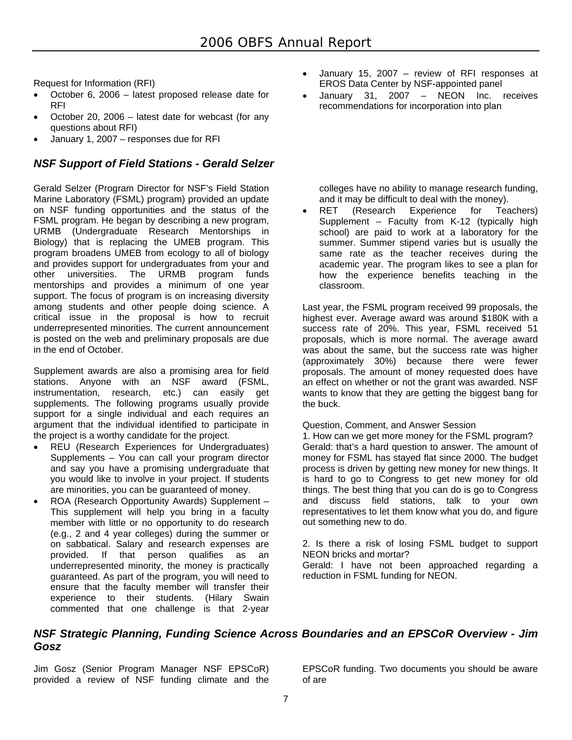Request for Information (RFI)

- October 6, 2006 – latest proposed release date for RFI
- October 20, 2006 – latest date for webcast (for any questions about RFI)
- January 1, 2007 – responses due for RFI
- January 15, 2007 – review of RFI responses at EROS Data Center by NSF-appointed panel
- January 31, 2007 – NEON Inc. receives recommendations for incorporation into plan

### *NSF Support of Field Stations - Gerald Selzer*

Gerald Selzer (Program Director for NSF's Field Station Marine Laboratory (FSML) program) provided an update on NSF funding opportunities and the status of the FSML program. He began by describing a new program, URMB (Undergraduate Research Mentorships in Biology) that is replacing the UMEB program. This program broadens UMEB from ecology to all of biology and provides support for undergraduates from your and other universities. The URMB program funds mentorships and provides a minimum of one year support. The focus of program is on increasing diversity among students and other people doing science. A critical issue in the proposal is how to recruit underrepresented minorities. The current announcement is posted on the web and preliminary proposals are due in the end of October.

Supplement awards are also a promising area for field stations. Anyone with an NSF award (FSML, instrumentation, research, etc.) can easily get supplements. The following programs usually provide support for a single individual and each requires an argument that the individual identified to participate in the project is a worthy candidate for the project.

- REU (Research Experiences for Undergraduates) Supplements – You can call your program director and say you have a promising undergraduate that you would like to involve in your project. If students are minorities, you can be guaranteed of money.
- ROA (Research Opportunity Awards) Supplement – This supplement will help you bring in a faculty member with little or no opportunity to do research (e.g., 2 and 4 year colleges) during the summer or on sabbatical. Salary and research expenses are provided. If that person qualifies as an underrepresented minority, the money is practically guaranteed. As part of the program, you will need to ensure that the faculty member will transfer their experience to their students. (Hilary Swain commented that one challenge is that 2-year colleges have no ability to manage research funding, and it may be difficult to deal with the money).
- RET (Research Experience for Teachers) Supplement – Faculty from K-12 (typically high school) are paid to work at a laboratory for the summer. Summer stipend varies but is usually the same rate as the teacher receives during the academic year. The program likes to see a plan for how the experience benefits teaching in the classroom.

Last year, the FSML program received 99 proposals, the highest ever. Average award was around $180K with a success rate of 20%. This year, FSML received 51 proposals, which is more normal. The average award was about the same, but the success rate was higher (approximately 30%) because there were fewer proposals. The amount of money requested does have an effect on whether or not the grant was awarded. NSF wants to know that they are getting the biggest bang for the buck.

Question, Comment, and Answer Session

1. How can we get more money for the FSML program?
Gerald: that's a hard question to answer. The amount of money for FSML has stayed flat since 2000. The budget process is driven by getting new money for new things. It is hard to go to Congress to get new money for old things. The best thing that you can do is go to Congress and discuss field stations, talk to your own representatives to let them know what you do, and figure out something new to do.

2. Is there a risk of losing FSML budget to support NEON bricks and mortar?
Gerald: I have not been approached regarding a reduction in FSML funding for NEON.

### *NSF Strategic Planning, Funding Science Across Boundaries and an EPSCoR Overview - Jim Gosz*

Jim Gosz (Senior Program Manager NSF EPSCoR) provided a review of NSF funding climate and the EPSCoR funding. Two documents you should be aware of are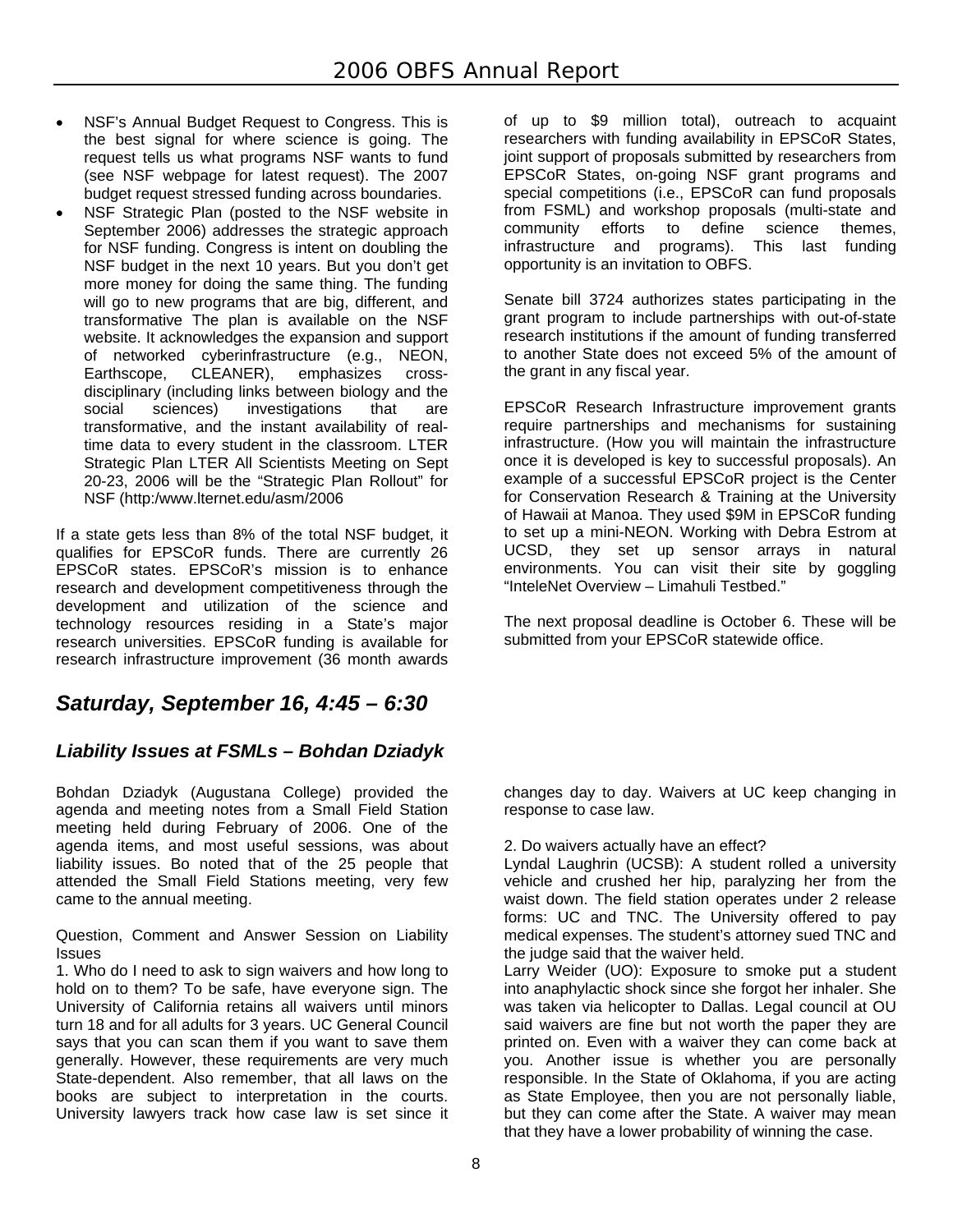- NSF's Annual Budget Request to Congress. This is the best signal for where science is going. The request tells us what programs NSF wants to fund (see NSF webpage for latest request). The 2007 budget request stressed funding across boundaries.
- NSF Strategic Plan (posted to the NSF website in September 2006) addresses the strategic approach for NSF funding. Congress is intent on doubling the NSF budget in the next 10 years. But you don't get more money for doing the same thing. The funding will go to new programs that are big, different, and transformative The plan is available on the NSF website. It acknowledges the expansion and support of networked cyberinfrastructure (e.g., NEON, Earthscope, CLEANER), emphasizes cross-disciplinary (including links between biology and the social sciences) investigations that are transformative, and the instant availability of real-time data to every student in the classroom. LTER Strategic Plan LTER All Scientists Meeting on Sept 20-23, 2006 will be the "Strategic Plan Rollout" for NSF (http:/www.lternet.edu/asm/2006

If a state gets less than 8% of the total NSF budget, it qualifies for EPSCoR funds. There are currently 26 EPSCoR states. EPSCoR's mission is to enhance research and development competitiveness through the development and utilization of the science and technology resources residing in a State's major research universities. EPSCoR funding is available for research infrastructure improvement (36 month awards of up to $9 million total), outreach to acquaint researchers with funding availability in EPSCoR States, joint support of proposals submitted by researchers from EPSCoR States, on-going NSF grant programs and special competitions (i.e., EPSCoR can fund proposals from FSML) and workshop proposals (multi-state and community efforts to define science themes, infrastructure and programs). This last funding opportunity is an invitation to OBFS.

Senate bill 3724 authorizes states participating in the grant program to include partnerships with out-of-state research institutions if the amount of funding transferred to another State does not exceed 5% of the amount of the grant in any fiscal year.

EPSCoR Research Infrastructure improvement grants require partnerships and mechanisms for sustaining infrastructure. (How you will maintain the infrastructure once it is developed is key to successful proposals). An example of a successful EPSCoR project is the Center for Conservation Research & Training at the University of Hawaii at Manoa. They used $9M in EPSCoR funding to set up a mini-NEON. Working with Debra Estrom at UCSD, they set up sensor arrays in natural environments. You can visit their site by goggling "InteleNet Overview – Limahuli Testbed."

The next proposal deadline is October 6. These will be submitted from your EPSCoR statewide office.

## *Saturday, September 16, 4:45 – 6:30*

### *Liability Issues at FSMLs – Bohdan Dziadyk*

Bohdan Dziadyk (Augustana College) provided the agenda and meeting notes from a Small Field Station meeting held during February of 2006. One of the agenda items, and most useful sessions, was about liability issues. Bo noted that of the 25 people that attended the Small Field Stations meeting, very few came to the annual meeting.

Question, Comment and Answer Session on Liability Issues

1. Who do I need to ask to sign waivers and how long to hold on to them? To be safe, have everyone sign. The University of California retains all waivers until minors turn 18 and for all adults for 3 years. UC General Council says that you can scan them if you want to save them generally. However, these requirements are very much State-dependent. Also remember, that all laws on the books are subject to interpretation in the courts. University lawyers track how case law is set since it changes day to day. Waivers at UC keep changing in response to case law.

2. Do waivers actually have an effect?
Lyndal Laughrin (UCSB): A student rolled a university vehicle and crushed her hip, paralyzing her from the waist down. The field station operates under 2 release forms: UC and TNC. The University offered to pay medical expenses. The student's attorney sued TNC and the judge said that the waiver held.
Larry Weider (UO): Exposure to smoke put a student into anaphylactic shock since she forgot her inhaler. She was taken via helicopter to Dallas. Legal council at OU said waivers are fine but not worth the paper they are printed on. Even with a waiver they can come back at you. Another issue is whether you are personally responsible. In the State of Oklahoma, if you are acting as State Employee, then you are not personally liable, but they can come after the State. A waiver may mean that they have a lower probability of winning the case.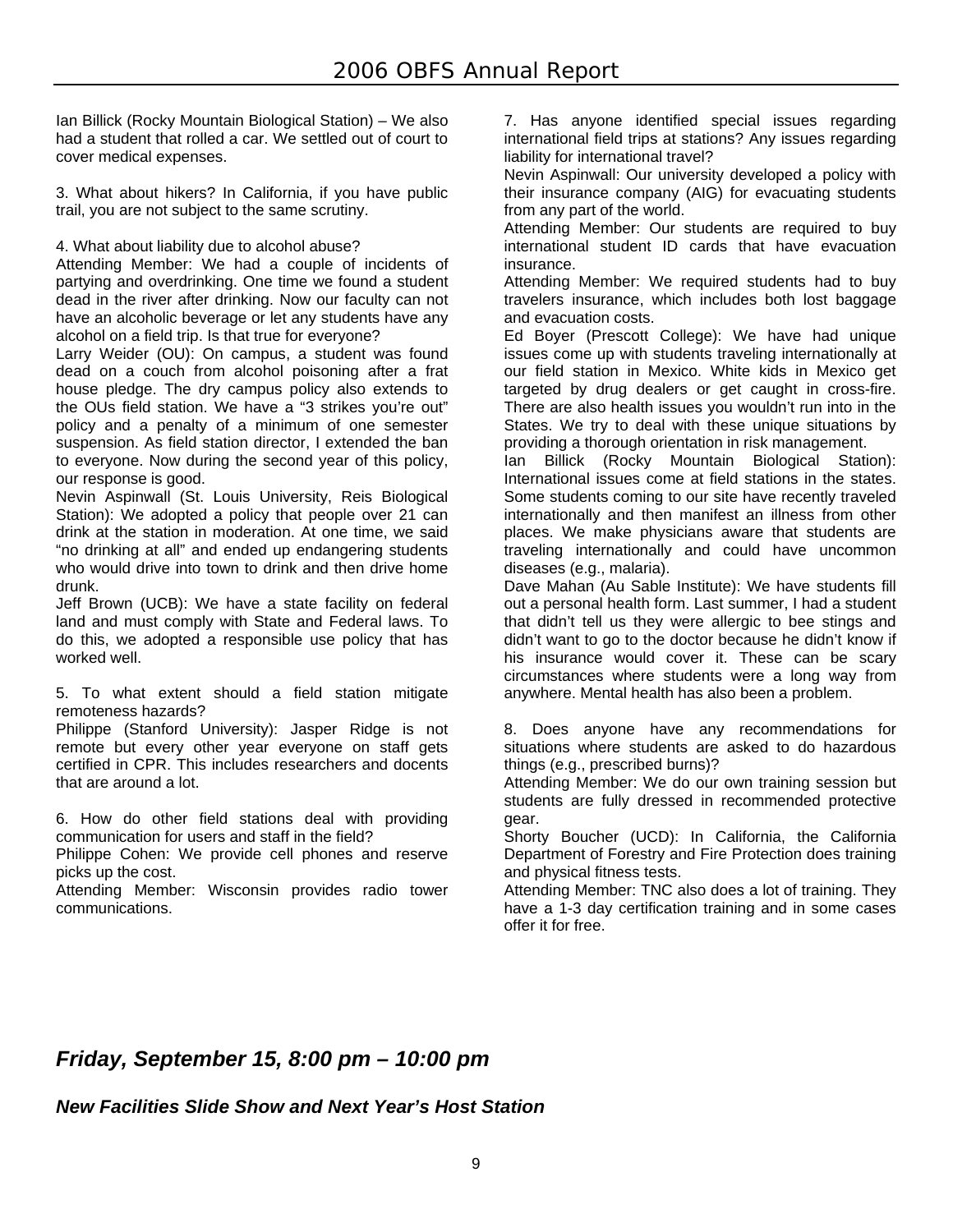Ian Billick (Rocky Mountain Biological Station) – We also had a student that rolled a car. We settled out of court to cover medical expenses.

3. What about hikers? In California, if you have public trail, you are not subject to the same scrutiny.

4. What about liability due to alcohol abuse?
Attending Member: We had a couple of incidents of partying and overdrinking. One time we found a student dead in the river after drinking. Now our faculty can not have an alcoholic beverage or let any students have any alcohol on a field trip. Is that true for everyone?
Larry Weider (OU): On campus, a student was found dead on a couch from alcohol poisoning after a frat house pledge. The dry campus policy also extends to the OUs field station. We have a "3 strikes you're out" policy and a penalty of a minimum of one semester suspension. As field station director, I extended the ban to everyone. Now during the second year of this policy, our response is good.
Nevin Aspinwall (St. Louis University, Reis Biological Station): We adopted a policy that people over 21 can drink at the station in moderation. At one time, we said "no drinking at all" and ended up endangering students who would drive into town to drink and then drive home drunk.
Jeff Brown (UCB): We have a state facility on federal land and must comply with State and Federal laws. To do this, we adopted a responsible use policy that has worked well.

5. To what extent should a field station mitigate remoteness hazards?
Philippe (Stanford University): Jasper Ridge is not remote but every other year everyone on staff gets certified in CPR. This includes researchers and docents that are around a lot.

6. How do other field stations deal with providing communication for users and staff in the field?
Philippe Cohen: We provide cell phones and reserve picks up the cost.
Attending Member: Wisconsin provides radio tower communications.

7. Has anyone identified special issues regarding international field trips at stations? Any issues regarding liability for international travel?
Nevin Aspinwall: Our university developed a policy with their insurance company (AIG) for evacuating students from any part of the world.
Attending Member: Our students are required to buy international student ID cards that have evacuation insurance.
Attending Member: We required students had to buy travelers insurance, which includes both lost baggage and evacuation costs.
Ed Boyer (Prescott College): We have had unique issues come up with students traveling internationally at our field station in Mexico. White kids in Mexico get targeted by drug dealers or get caught in cross-fire. There are also health issues you wouldn't run into in the States. We try to deal with these unique situations by providing a thorough orientation in risk management.
Ian Billick (Rocky Mountain Biological Station): International issues come at field stations in the states. Some students coming to our site have recently traveled internationally and then manifest an illness from other places. We make physicians aware that students are traveling internationally and could have uncommon diseases (e.g., malaria).
Dave Mahan (Au Sable Institute): We have students fill out a personal health form. Last summer, I had a student that didn't tell us they were allergic to bee stings and didn't want to go to the doctor because he didn't know if his insurance would cover it. These can be scary circumstances where students were a long way from anywhere. Mental health has also been a problem.

8. Does anyone have any recommendations for situations where students are asked to do hazardous things (e.g., prescribed burns)?
Attending Member: We do our own training session but students are fully dressed in recommended protective gear.
Shorty Boucher (UCD): In California, the California Department of Forestry and Fire Protection does training and physical fitness tests.
Attending Member: TNC also does a lot of training. They have a 1-3 day certification training and in some cases offer it for free.

## *Friday, September 15, 8:00 pm – 10:00 pm*

### *New Facilities Slide Show and Next Year's Host Station*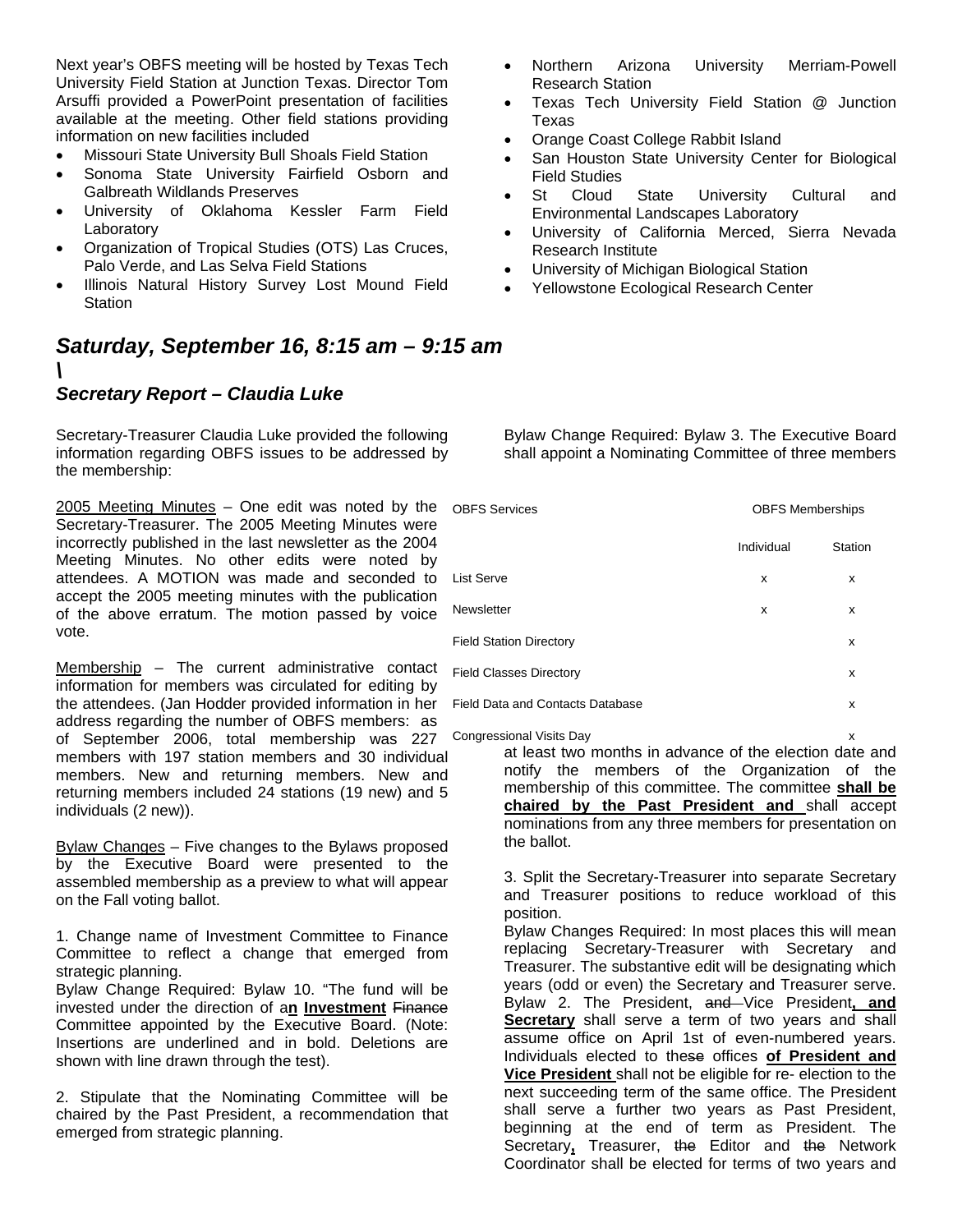Next year's OBFS meeting will be hosted by Texas Tech University Field Station at Junction Texas. Director Tom Arsuffi provided a PowerPoint presentation of facilities available at the meeting. Other field stations providing information on new facilities included

- Missouri State University Bull Shoals Field Station
- Sonoma State University Fairfield Osborn and Galbreath Wildlands Preserves
- University of Oklahoma Kessler Farm Field Laboratory
- Organization of Tropical Studies (OTS) Las Cruces, Palo Verde, and Las Selva Field Stations
- Illinois Natural History Survey Lost Mound Field Station
- Northern Arizona University Merriam-Powell Research Station
- Texas Tech University Field Station @ Junction Texas
- Orange Coast College Rabbit Island
- San Houston State University Center for Biological Field Studies
- St Cloud State University Cultural and Environmental Landscapes Laboratory
- University of California Merced, Sierra Nevada Research Institute
- University of Michigan Biological Station
- Yellowstone Ecological Research Center

## *Saturday, September 16, 8:15 am – 9:15 am \*

## *Secretary Report – Claudia Luke*

Secretary-Treasurer Claudia Luke provided the following information regarding OBFS issues to be addressed by the membership:

<u>2005 Meeting Minutes</u> – One edit was noted by the Secretary-Treasurer. The 2005 Meeting Minutes were incorrectly published in the last newsletter as the 2004 Meeting Minutes. No other edits were noted by attendees. A MOTION was made and seconded to accept the 2005 meeting minutes with the publication of the above erratum. The motion passed by voice vote.

<u>Membership</u> – The current administrative contact information for members was circulated for editing by the attendees. (Jan Hodder provided information in her address regarding the number of OBFS members: as of September 2006, total membership was 227 members with 197 station members and 30 individual members. New and returning members. New and returning members included 24 stations (19 new) and 5 individuals (2 new)).

| OBFS Services | OBFS Memberships | |
|---|---|---|
| | Individual | Station |
| List Serve | x | x |
| Newsletter | x | x |
| Field Station Directory | | x |
| Field Classes Directory | | x |
| Field Data and Contacts Database | | x |
| Congressional Visits Day | | x |

<u>Bylaw Changes</u> – Five changes to the Bylaws proposed by the Executive Board were presented to the assembled membership as a preview to what will appear on the Fall voting ballot.

1. Change name of Investment Committee to Finance Committee to reflect a change that emerged from strategic planning.
Bylaw Change Required: Bylaw 10. "The fund will be invested under the direction of a**<u>n</u>** **<u>Investment</u>** ~~Finance~~ Committee appointed by the Executive Board. (Note: Insertions are underlined and in bold. Deletions are shown with line drawn through the test).

2. Stipulate that the Nominating Committee will be chaired by the Past President, a recommendation that emerged from strategic planning.

Bylaw Change Required: Bylaw 3. The Executive Board shall appoint a Nominating Committee of three members at least two months in advance of the election date and notify the members of the Organization of the membership of this committee. The committee **<u>shall be chaired by the Past President and</u>** shall accept nominations from any three members for presentation on the ballot.

3. Split the Secretary-Treasurer into separate Secretary and Treasurer positions to reduce workload of this position.
Bylaw Changes Required: In most places this will mean replacing Secretary-Treasurer with Secretary and Treasurer. The substantive edit will be designating which years (odd or even) the Secretary and Treasurer serve. Bylaw 2. The President, ~~and~~ Vice President**<u>, and Secretary</u>** shall serve a term of two years and shall assume office on April 1st of even-numbered years. Individuals elected to the~~se~~ offices **<u>of President and Vice President</u>** shall not be eligible for re- election to the next succeeding term of the same office. The President shall serve a further two years as Past President, beginning at the end of term as President. The Secretary**<u>,</u>** Treasurer, ~~the~~ Editor and ~~the~~ Network Coordinator shall be elected for terms of two years and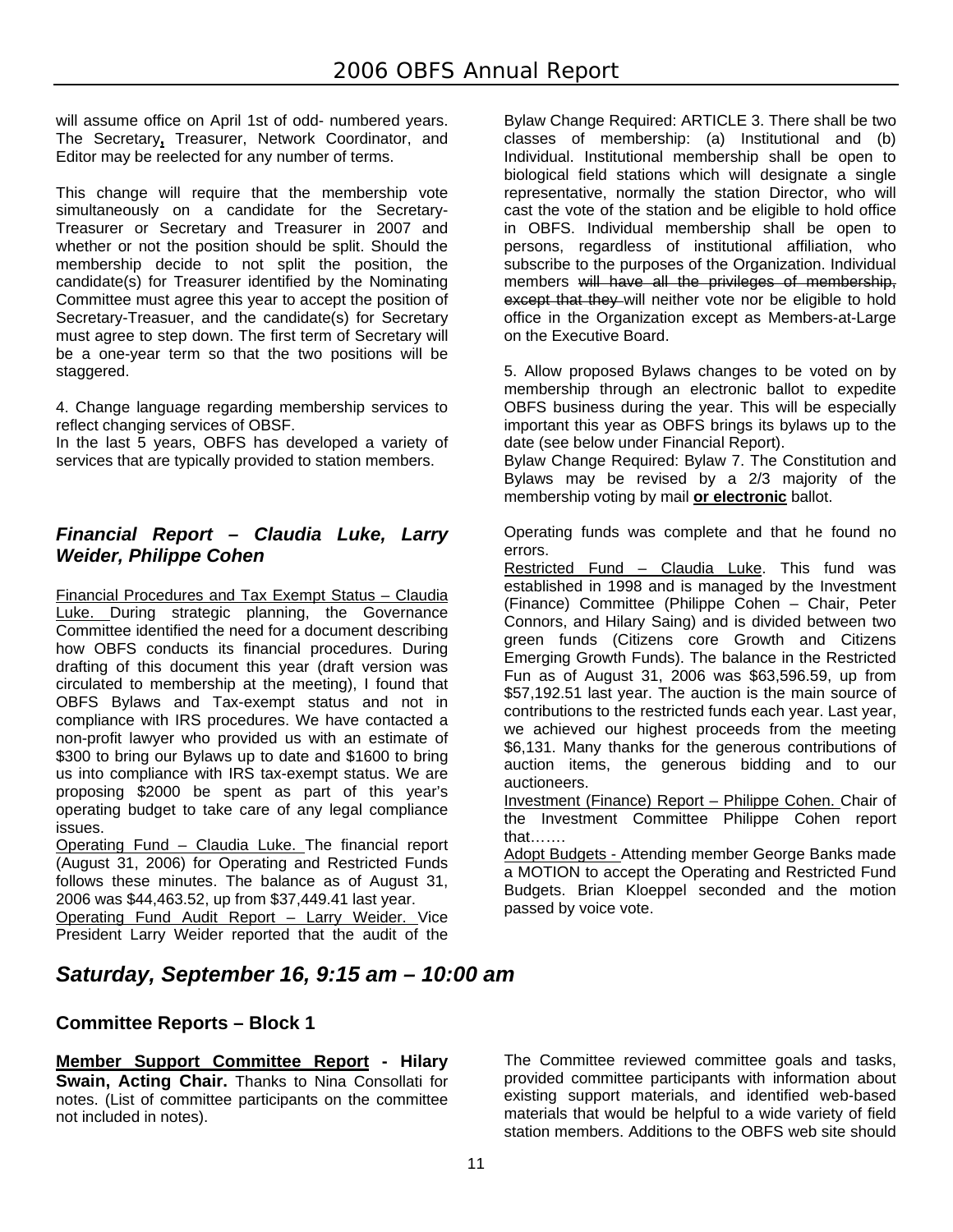will assume office on April 1st of odd- numbered years. The Secretary, Treasurer, Network Coordinator, and Editor may be reelected for any number of terms.

This change will require that the membership vote simultaneously on a candidate for the Secretary-Treasurer or Secretary and Treasurer in 2007 and whether or not the position should be split. Should the membership decide to not split the position, the candidate(s) for Treasurer identified by the Nominating Committee must agree this year to accept the position of Secretary-Treasuer, and the candidate(s) for Secretary must agree to step down. The first term of Secretary will be a one-year term so that the two positions will be staggered.

4. Change language regarding membership services to reflect changing services of OBSF.
In the last 5 years, OBFS has developed a variety of services that are typically provided to station members.

Bylaw Change Required: ARTICLE 3. There shall be two classes of membership: (a) Institutional and (b) Individual. Institutional membership shall be open to biological field stations which will designate a single representative, normally the station Director, who will cast the vote of the station and be eligible to hold office in OBFS. Individual membership shall be open to persons, regardless of institutional affiliation, who subscribe to the purposes of the Organization. Individual members ~~will have all the privileges of membership, except that they~~ will neither vote nor be eligible to hold office in the Organization except as Members-at-Large on the Executive Board.

5. Allow proposed Bylaws changes to be voted on by membership through an electronic ballot to expedite OBFS business during the year. This will be especially important this year as OBFS brings its bylaws up to the date (see below under Financial Report).
Bylaw Change Required: Bylaw 7. The Constitution and Bylaws may be revised by a 2/3 majority of the membership voting by mail **or electronic** ballot.

### *Financial Report – Claudia Luke, Larry Weider, Philippe Cohen*

Financial Procedures and Tax Exempt Status – Claudia Luke. During strategic planning, the Governance Committee identified the need for a document describing how OBFS conducts its financial procedures. During drafting of this document this year (draft version was circulated to membership at the meeting), I found that OBFS Bylaws and Tax-exempt status and not in compliance with IRS procedures. We have contacted a non-profit lawyer who provided us with an estimate of $300 to bring our Bylaws up to date and $1600 to bring us into compliance with IRS tax-exempt status. We are proposing $2000 be spent as part of this year's operating budget to take care of any legal compliance issues.
Operating Fund – Claudia Luke. The financial report (August 31, 2006) for Operating and Restricted Funds follows these minutes. The balance as of August 31, 2006 was $44,463.52, up from $37,449.41 last year.
Operating Fund Audit Report – Larry Weider. Vice President Larry Weider reported that the audit of the Operating funds was complete and that he found no errors.
Restricted Fund – Claudia Luke. This fund was established in 1998 and is managed by the Investment (Finance) Committee (Philippe Cohen – Chair, Peter Connors, and Hilary Saing) and is divided between two green funds (Citizens core Growth and Citizens Emerging Growth Funds). The balance in the Restricted Fun as of August 31, 2006 was $63,596.59, up from $57,192.51 last year. The auction is the main source of contributions to the restricted funds each year. Last year, we achieved our highest proceeds from the meeting $6,131. Many thanks for the generous contributions of auction items, the generous bidding and to our auctioneers.
Investment (Finance) Report – Philippe Cohen. Chair of the Investment Committee Philippe Cohen report that…….
Adopt Budgets - Attending member George Banks made a MOTION to accept the Operating and Restricted Fund Budgets. Brian Kloeppel seconded and the motion passed by voice vote.

## *Saturday, September 16, 9:15 am – 10:00 am*

### Committee Reports – Block 1

**Member Support Committee Report - Hilary Swain, Acting Chair.** Thanks to Nina Consollati for notes. (List of committee participants on the committee not included in notes).

The Committee reviewed committee goals and tasks, provided committee participants with information about existing support materials, and identified web-based materials that would be helpful to a wide variety of field station members. Additions to the OBFS web site should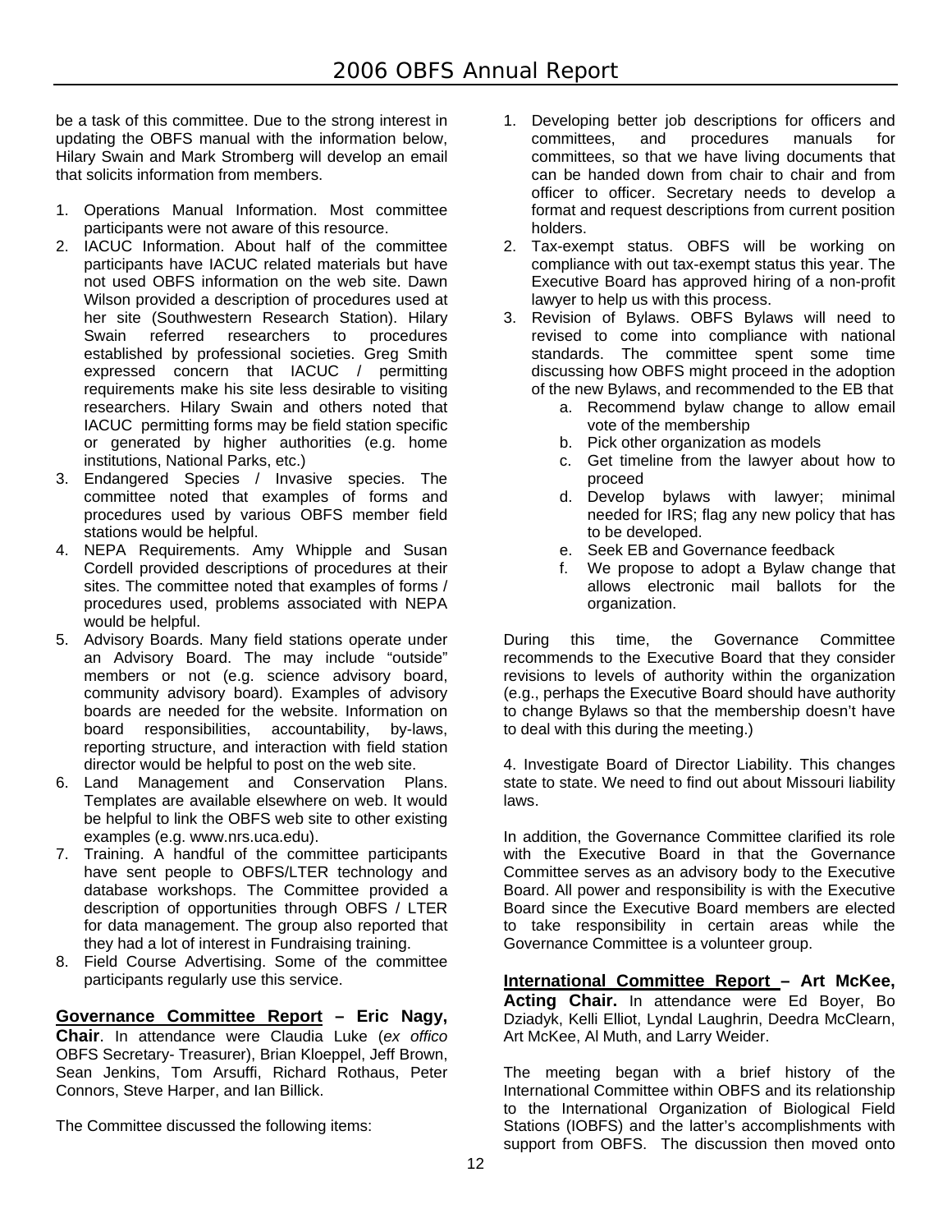be a task of this committee. Due to the strong interest in updating the OBFS manual with the information below, Hilary Swain and Mark Stromberg will develop an email that solicits information from members.

1. Operations Manual Information. Most committee participants were not aware of this resource.
2. IACUC Information. About half of the committee participants have IACUC related materials but have not used OBFS information on the web site. Dawn Wilson provided a description of procedures used at her site (Southwestern Research Station). Hilary Swain referred researchers to procedures established by professional societies. Greg Smith expressed concern that IACUC / permitting requirements make his site less desirable to visiting researchers. Hilary Swain and others noted that IACUC permitting forms may be field station specific or generated by higher authorities (e.g. home institutions, National Parks, etc.)
3. Endangered Species / Invasive species. The committee noted that examples of forms and procedures used by various OBFS member field stations would be helpful.
4. NEPA Requirements. Amy Whipple and Susan Cordell provided descriptions of procedures at their sites. The committee noted that examples of forms / procedures used, problems associated with NEPA would be helpful.
5. Advisory Boards. Many field stations operate under an Advisory Board. The may include "outside" members or not (e.g. science advisory board, community advisory board). Examples of advisory boards are needed for the website. Information on board responsibilities, accountability, by-laws, reporting structure, and interaction with field station director would be helpful to post on the web site.
6. Land Management and Conservation Plans. Templates are available elsewhere on web. It would be helpful to link the OBFS web site to other existing examples (e.g. www.nrs.uca.edu).
7. Training. A handful of the committee participants have sent people to OBFS/LTER technology and database workshops. The Committee provided a description of opportunities through OBFS / LTER for data management. The group also reported that they had a lot of interest in Fundraising training.
8. Field Course Advertising. Some of the committee participants regularly use this service.

**Governance Committee Report – Eric Nagy, Chair**. In attendance were Claudia Luke (*ex offico* OBFS Secretary- Treasurer), Brian Kloeppel, Jeff Brown, Sean Jenkins, Tom Arsuffi, Richard Rothaus, Peter Connors, Steve Harper, and Ian Billick.

The Committee discussed the following items:

1. Developing better job descriptions for officers and committees, and procedures manuals for committees, so that we have living documents that can be handed down from chair to chair and from officer to officer. Secretary needs to develop a format and request descriptions from current position holders.
2. Tax-exempt status. OBFS will be working on compliance with out tax-exempt status this year. The Executive Board has approved hiring of a non-profit lawyer to help us with this process.
3. Revision of Bylaws. OBFS Bylaws will need to revised to come into compliance with national standards. The committee spent some time discussing how OBFS might proceed in the adoption of the new Bylaws, and recommended to the EB that
   a. Recommend bylaw change to allow email vote of the membership
   b. Pick other organization as models
   c. Get timeline from the lawyer about how to proceed
   d. Develop bylaws with lawyer; minimal needed for IRS; flag any new policy that has to be developed.
   e. Seek EB and Governance feedback
   f. We propose to adopt a Bylaw change that allows electronic mail ballots for the organization.

During this time, the Governance Committee recommends to the Executive Board that they consider revisions to levels of authority within the organization (e.g., perhaps the Executive Board should have authority to change Bylaws so that the membership doesn't have to deal with this during the meeting.)

4. Investigate Board of Director Liability. This changes state to state. We need to find out about Missouri liability laws.

In addition, the Governance Committee clarified its role with the Executive Board in that the Governance Committee serves as an advisory body to the Executive Board. All power and responsibility is with the Executive Board since the Executive Board members are elected to take responsibility in certain areas while the Governance Committee is a volunteer group.

**International Committee Report – Art McKee, Acting Chair.** In attendance were Ed Boyer, Bo Dziadyk, Kelli Elliot, Lyndal Laughrin, Deedra McClearn, Art McKee, Al Muth, and Larry Weider.

The meeting began with a brief history of the International Committee within OBFS and its relationship to the International Organization of Biological Field Stations (IOBFS) and the latter's accomplishments with support from OBFS. The discussion then moved onto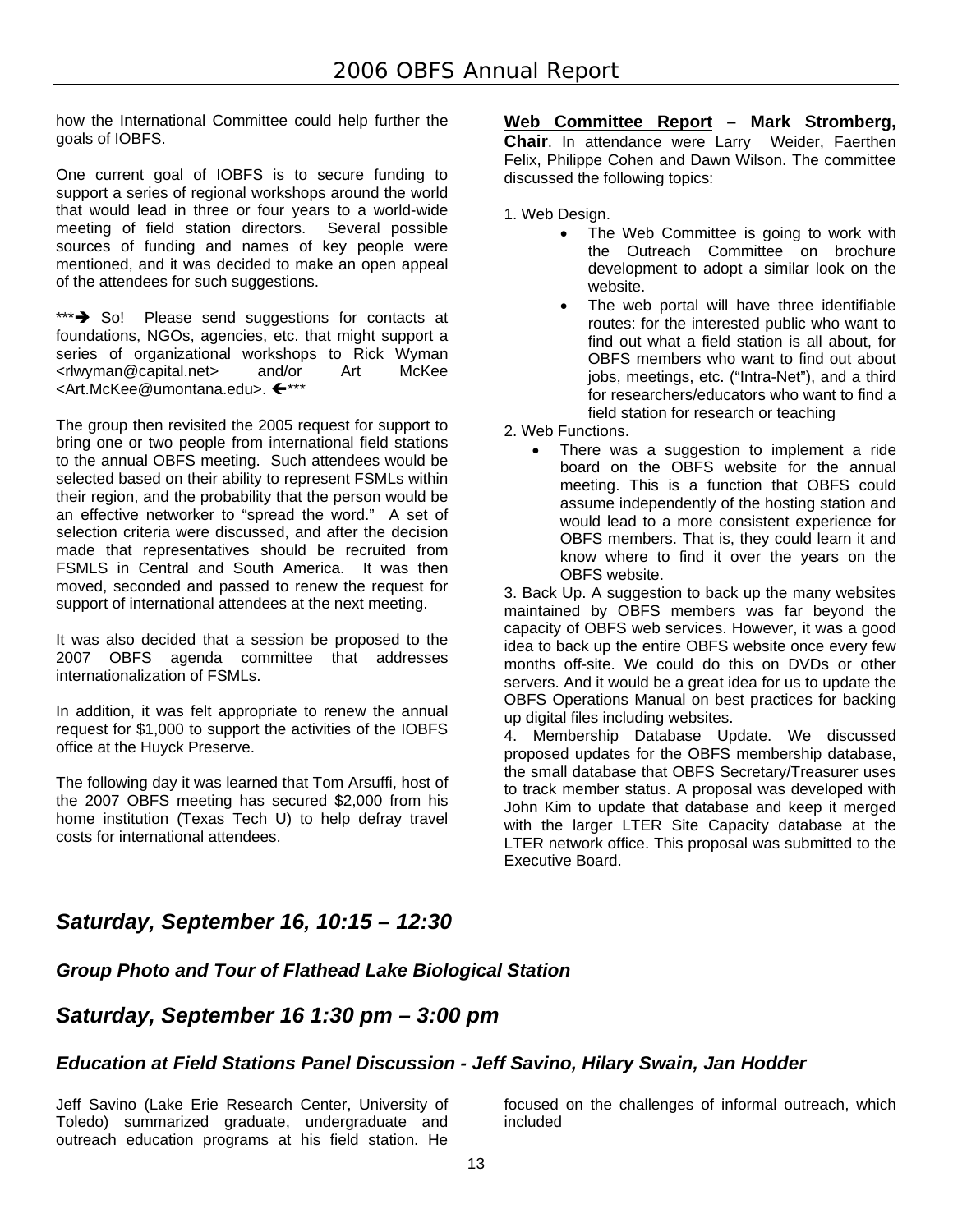how the International Committee could help further the goals of IOBFS.

One current goal of IOBFS is to secure funding to support a series of regional workshops around the world that would lead in three or four years to a world-wide meeting of field station directors. Several possible sources of funding and names of key people were mentioned, and it was decided to make an open appeal of the attendees for such suggestions.

***➔ So! Please send suggestions for contacts at foundations, NGOs, agencies, etc. that might support a series of organizational workshops to Rick Wyman <rlwyman@capital.net> and/or Art McKee <Art.McKee@umontana.edu>. ←***

The group then revisited the 2005 request for support to bring one or two people from international field stations to the annual OBFS meeting. Such attendees would be selected based on their ability to represent FSMLs within their region, and the probability that the person would be an effective networker to "spread the word." A set of selection criteria were discussed, and after the decision made that representatives should be recruited from FSMLS in Central and South America. It was then moved, seconded and passed to renew the request for support of international attendees at the next meeting.

It was also decided that a session be proposed to the 2007 OBFS agenda committee that addresses internationalization of FSMLs.

In addition, it was felt appropriate to renew the annual request for $1,000 to support the activities of the IOBFS office at the Huyck Preserve.

The following day it was learned that Tom Arsuffi, host of the 2007 OBFS meeting has secured $2,000 from his home institution (Texas Tech U) to help defray travel costs for international attendees.

**<u>Web Committee Report</u> – Mark Stromberg, Chair**. In attendance were Larry Weider, Faerthen Felix, Philippe Cohen and Dawn Wilson. The committee discussed the following topics:

1. Web Design.
   - The Web Committee is going to work with the Outreach Committee on brochure development to adopt a similar look on the website.
   - The web portal will have three identifiable routes: for the interested public who want to find out what a field station is all about, for OBFS members who want to find out about jobs, meetings, etc. ("Intra-Net"), and a third for researchers/educators who want to find a field station for research or teaching
2. Web Functions.
   - There was a suggestion to implement a ride board on the OBFS website for the annual meeting. This is a function that OBFS could assume independently of the hosting station and would lead to a more consistent experience for OBFS members. That is, they could learn it and know where to find it over the years on the OBFS website.
3. Back Up. A suggestion to back up the many websites maintained by OBFS members was far beyond the capacity of OBFS web services. However, it was a good idea to back up the entire OBFS website once every few months off-site. We could do this on DVDs or other servers. And it would be a great idea for us to update the OBFS Operations Manual on best practices for backing up digital files including websites.
4. Membership Database Update. We discussed proposed updates for the OBFS membership database, the small database that OBFS Secretary/Treasurer uses to track member status. A proposal was developed with John Kim to update that database and keep it merged with the larger LTER Site Capacity database at the LTER network office. This proposal was submitted to the Executive Board.

## *Saturday, September 16, 10:15 – 12:30*

### *Group Photo and Tour of Flathead Lake Biological Station*

## *Saturday, September 16 1:30 pm – 3:00 pm*

### *Education at Field Stations Panel Discussion - Jeff Savino, Hilary Swain, Jan Hodder*

Jeff Savino (Lake Erie Research Center, University of Toledo) summarized graduate, undergraduate and outreach education programs at his field station. He focused on the challenges of informal outreach, which included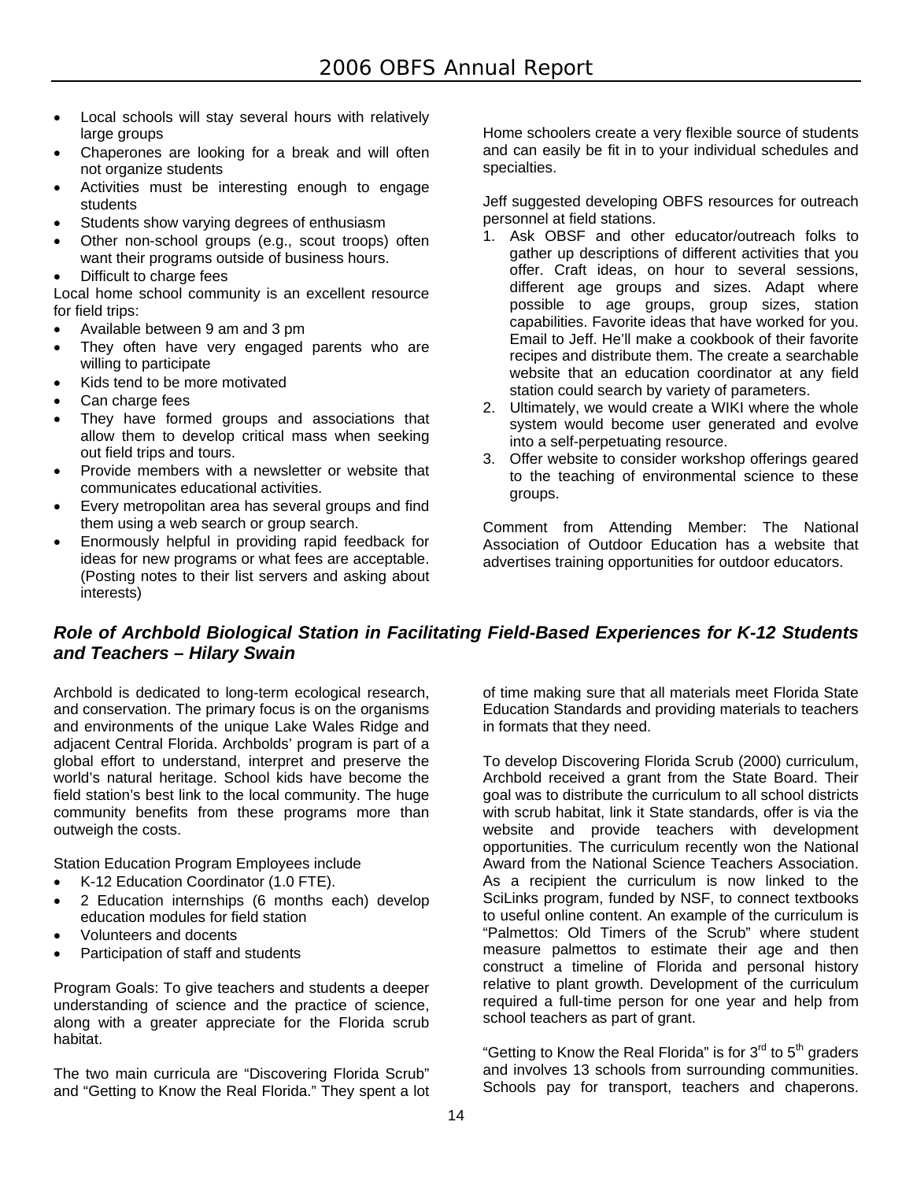- Local schools will stay several hours with relatively large groups
- Chaperones are looking for a break and will often not organize students
- Activities must be interesting enough to engage students
- Students show varying degrees of enthusiasm
- Other non-school groups (e.g., scout troops) often want their programs outside of business hours.
- Difficult to charge fees

Local home school community is an excellent resource for field trips:

- Available between 9 am and 3 pm
- They often have very engaged parents who are willing to participate
- Kids tend to be more motivated
- Can charge fees
- They have formed groups and associations that allow them to develop critical mass when seeking out field trips and tours.
- Provide members with a newsletter or website that communicates educational activities.
- Every metropolitan area has several groups and find them using a web search or group search.
- Enormously helpful in providing rapid feedback for ideas for new programs or what fees are acceptable. (Posting notes to their list servers and asking about interests)

Home schoolers create a very flexible source of students and can easily be fit in to your individual schedules and specialties.

Jeff suggested developing OBFS resources for outreach personnel at field stations.

1. Ask OBSF and other educator/outreach folks to gather up descriptions of different activities that you offer. Craft ideas, on hour to several sessions, different age groups and sizes. Adapt where possible to age groups, group sizes, station capabilities. Favorite ideas that have worked for you. Email to Jeff. He'll make a cookbook of their favorite recipes and distribute them. The create a searchable website that an education coordinator at any field station could search by variety of parameters.
2. Ultimately, we would create a WIKI where the whole system would become user generated and evolve into a self-perpetuating resource.
3. Offer website to consider workshop offerings geared to the teaching of environmental science to these groups.

Comment from Attending Member: The National Association of Outdoor Education has a website that advertises training opportunities for outdoor educators.

### *Role of Archbold Biological Station in Facilitating Field-Based Experiences for K-12 Students and Teachers – Hilary Swain*

Archbold is dedicated to long-term ecological research, and conservation. The primary focus is on the organisms and environments of the unique Lake Wales Ridge and adjacent Central Florida. Archbolds' program is part of a global effort to understand, interpret and preserve the world's natural heritage. School kids have become the field station's best link to the local community. The huge community benefits from these programs more than outweigh the costs.

Station Education Program Employees include

- K-12 Education Coordinator (1.0 FTE).
- 2 Education internships (6 months each) develop education modules for field station
- Volunteers and docents
- Participation of staff and students

Program Goals: To give teachers and students a deeper understanding of science and the practice of science, along with a greater appreciate for the Florida scrub habitat.

The two main curricula are "Discovering Florida Scrub" and "Getting to Know the Real Florida." They spent a lot of time making sure that all materials meet Florida State Education Standards and providing materials to teachers in formats that they need.

To develop Discovering Florida Scrub (2000) curriculum, Archbold received a grant from the State Board. Their goal was to distribute the curriculum to all school districts with scrub habitat, link it State standards, offer is via the website and provide teachers with development opportunities. The curriculum recently won the National Award from the National Science Teachers Association. As a recipient the curriculum is now linked to the SciLinks program, funded by NSF, to connect textbooks to useful online content. An example of the curriculum is "Palmettos: Old Timers of the Scrub" where student measure palmettos to estimate their age and then construct a timeline of Florida and personal history relative to plant growth. Development of the curriculum required a full-time person for one year and help from school teachers as part of grant.

"Getting to Know the Real Florida" is for 3rd to 5th graders and involves 13 schools from surrounding communities. Schools pay for transport, teachers and chaperons.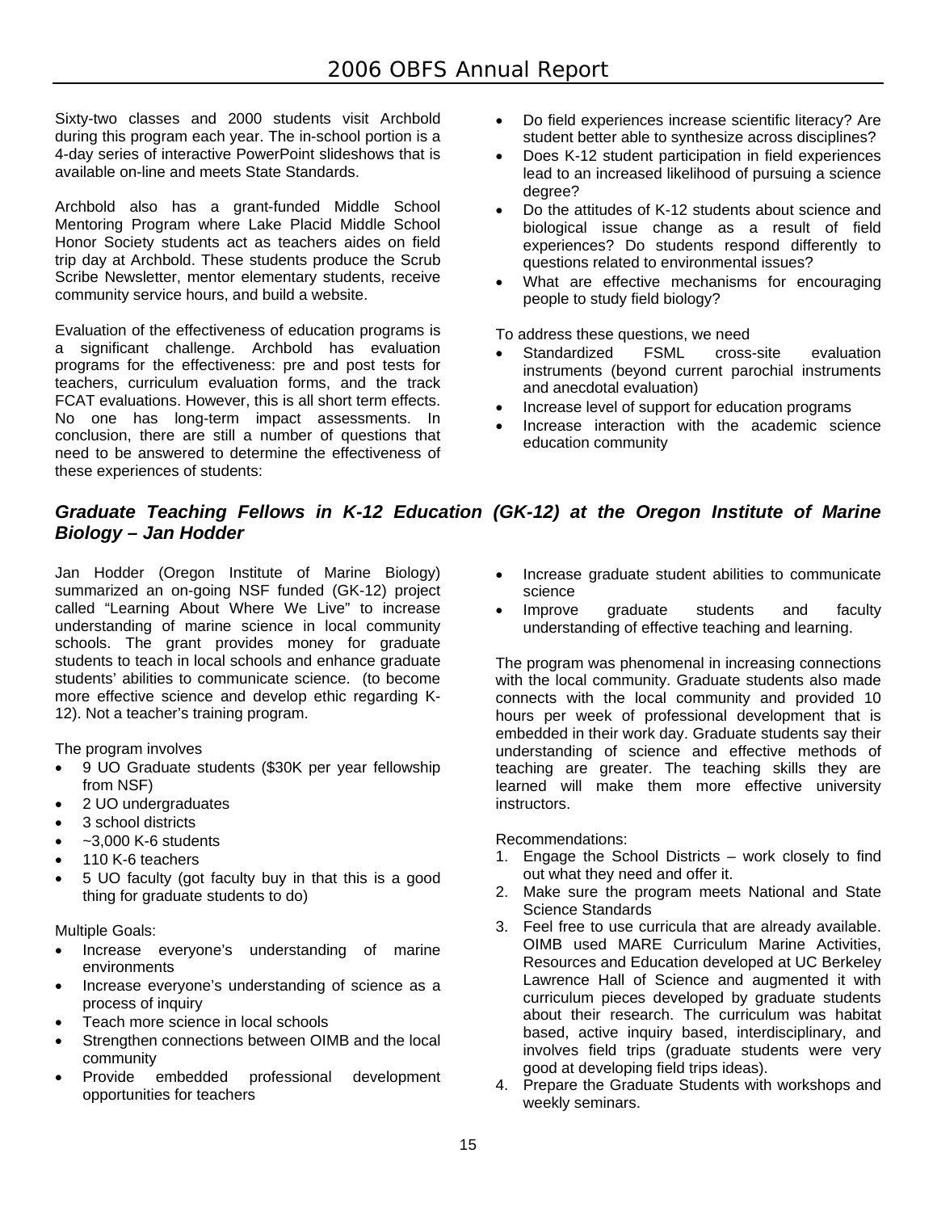Sixty-two classes and 2000 students visit Archbold during this program each year. The in-school portion is a 4-day series of interactive PowerPoint slideshows that is available on-line and meets State Standards.

Archbold also has a grant-funded Middle School Mentoring Program where Lake Placid Middle School Honor Society students act as teachers aides on field trip day at Archbold. These students produce the Scrub Scribe Newsletter, mentor elementary students, receive community service hours, and build a website.

Evaluation of the effectiveness of education programs is a significant challenge. Archbold has evaluation programs for the effectiveness: pre and post tests for teachers, curriculum evaluation forms, and the track FCAT evaluations. However, this is all short term effects. No one has long-term impact assessments. In conclusion, there are still a number of questions that need to be answered to determine the effectiveness of these experiences of students:

- Do field experiences increase scientific literacy? Are student better able to synthesize across disciplines?
- Does K-12 student participation in field experiences lead to an increased likelihood of pursuing a science degree?
- Do the attitudes of K-12 students about science and biological issue change as a result of field experiences? Do students respond differently to questions related to environmental issues?
- What are effective mechanisms for encouraging people to study field biology?

To address these questions, we need

- Standardized FSML cross-site evaluation instruments (beyond current parochial instruments and anecdotal evaluation)
- Increase level of support for education programs
- Increase interaction with the academic science education community

### *Graduate Teaching Fellows in K-12 Education (GK-12) at the Oregon Institute of Marine Biology – Jan Hodder*

Jan Hodder (Oregon Institute of Marine Biology) summarized an on-going NSF funded (GK-12) project called "Learning About Where We Live" to increase understanding of marine science in local community schools. The grant provides money for graduate students to teach in local schools and enhance graduate students' abilities to communicate science. (to become more effective science and develop ethic regarding K-12). Not a teacher's training program.

The program involves

- 9 UO Graduate students ($30K per year fellowship from NSF)
- 2 UO undergraduates
- 3 school districts
- ~3,000 K-6 students
- 110 K-6 teachers
- 5 UO faculty (got faculty buy in that this is a good thing for graduate students to do)

Multiple Goals:

- Increase everyone's understanding of marine environments
- Increase everyone's understanding of science as a process of inquiry
- Teach more science in local schools
- Strengthen connections between OIMB and the local community
- Provide embedded professional development opportunities for teachers
- Increase graduate student abilities to communicate science
- Improve graduate students and faculty understanding of effective teaching and learning.

The program was phenomenal in increasing connections with the local community. Graduate students also made connects with the local community and provided 10 hours per week of professional development that is embedded in their work day. Graduate students say their understanding of science and effective methods of teaching are greater. The teaching skills they are learned will make them more effective university instructors.

Recommendations:

1. Engage the School Districts – work closely to find out what they need and offer it.
2. Make sure the program meets National and State Science Standards
3. Feel free to use curricula that are already available. OIMB used MARE Curriculum Marine Activities, Resources and Education developed at UC Berkeley Lawrence Hall of Science and augmented it with curriculum pieces developed by graduate students about their research. The curriculum was habitat based, active inquiry based, interdisciplinary, and involves field trips (graduate students were very good at developing field trips ideas).
4. Prepare the Graduate Students with workshops and weekly seminars.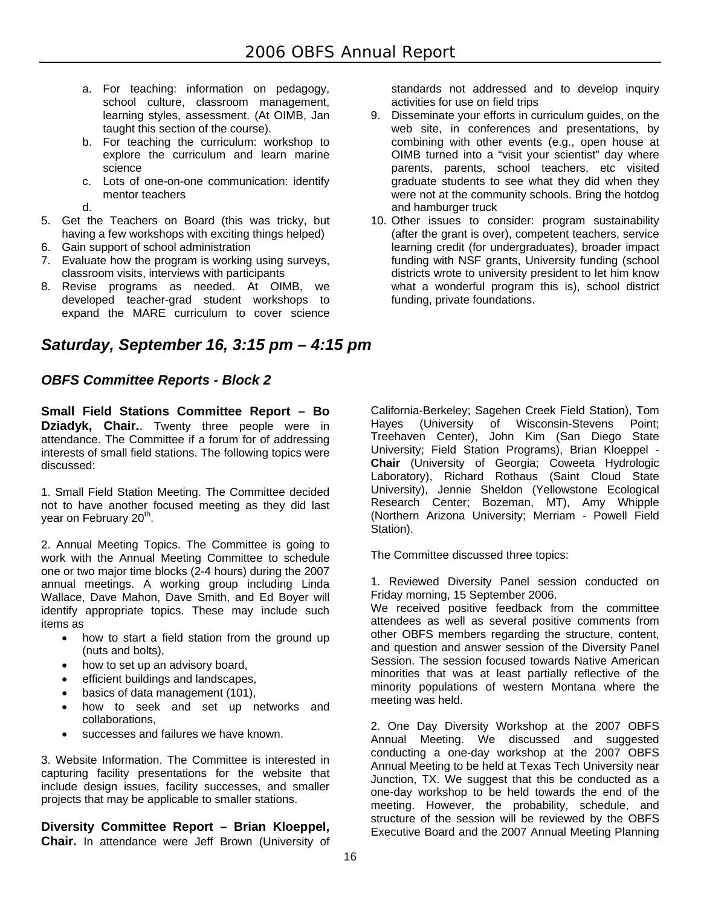a. For teaching: information on pedagogy, school culture, classroom management, learning styles, assessment. (At OIMB, Jan taught this section of the course).
b. For teaching the curriculum: workshop to explore the curriculum and learn marine science
c. Lots of one-on-one communication: identify mentor teachers
d.

5. Get the Teachers on Board (this was tricky, but having a few workshops with exciting things helped)
6. Gain support of school administration
7. Evaluate how the program is working using surveys, classroom visits, interviews with participants
8. Revise programs as needed. At OIMB, we developed teacher-grad student workshops to expand the MARE curriculum to cover science standards not addressed and to develop inquiry activities for use on field trips
9. Disseminate your efforts in curriculum guides, on the web site, in conferences and presentations, by combining with other events (e.g., open house at OIMB turned into a "visit your scientist" day where parents, parents, school teachers, etc visited graduate students to see what they did when they were not at the community schools. Bring the hotdog and hamburger truck
10. Other issues to consider: program sustainability (after the grant is over), competent teachers, service learning credit (for undergraduates), broader impact funding with NSF grants, University funding (school districts wrote to university president to let him know what a wonderful program this is), school district funding, private foundations.

## *Saturday, September 16, 3:15 pm – 4:15 pm*

### *OBFS Committee Reports - Block 2*

**Small Field Stations Committee Report – Bo Dziadyk, Chair.**. Twenty three people were in attendance. The Committee if a forum for of addressing interests of small field stations. The following topics were discussed:

1. Small Field Station Meeting. The Committee decided not to have another focused meeting as they did last year on February 20th.

2. Annual Meeting Topics. The Committee is going to work with the Annual Meeting Committee to schedule one or two major time blocks (2-4 hours) during the 2007 annual meetings. A working group including Linda Wallace, Dave Mahon, Dave Smith, and Ed Boyer will identify appropriate topics. These may include such items as

- how to start a field station from the ground up (nuts and bolts),
- how to set up an advisory board,
- efficient buildings and landscapes,
- basics of data management (101),
- how to seek and set up networks and collaborations,
- successes and failures we have known.

3. Website Information. The Committee is interested in capturing facility presentations for the website that include design issues, facility successes, and smaller projects that may be applicable to smaller stations.

**Diversity Committee Report – Brian Kloeppel, Chair.** In attendance were Jeff Brown (University of California-Berkeley; Sagehen Creek Field Station), Tom Hayes (University of Wisconsin-Stevens Point; Treehaven Center), John Kim (San Diego State University; Field Station Programs), Brian Kloeppel - **Chair** (University of Georgia; Coweeta Hydrologic Laboratory), Richard Rothaus (Saint Cloud State University), Jennie Sheldon (Yellowstone Ecological Research Center; Bozeman, MT), Amy Whipple (Northern Arizona University; Merriam - Powell Field Station).

The Committee discussed three topics:

1. Reviewed Diversity Panel session conducted on Friday morning, 15 September 2006.
We received positive feedback from the committee attendees as well as several positive comments from other OBFS members regarding the structure, content, and question and answer session of the Diversity Panel Session. The session focused towards Native American minorities that was at least partially reflective of the minority populations of western Montana where the meeting was held.

2. One Day Diversity Workshop at the 2007 OBFS Annual Meeting. We discussed and suggested conducting a one-day workshop at the 2007 OBFS Annual Meeting to be held at Texas Tech University near Junction, TX. We suggest that this be conducted as a one-day workshop to be held towards the end of the meeting. However, the probability, schedule, and structure of the session will be reviewed by the OBFS Executive Board and the 2007 Annual Meeting Planning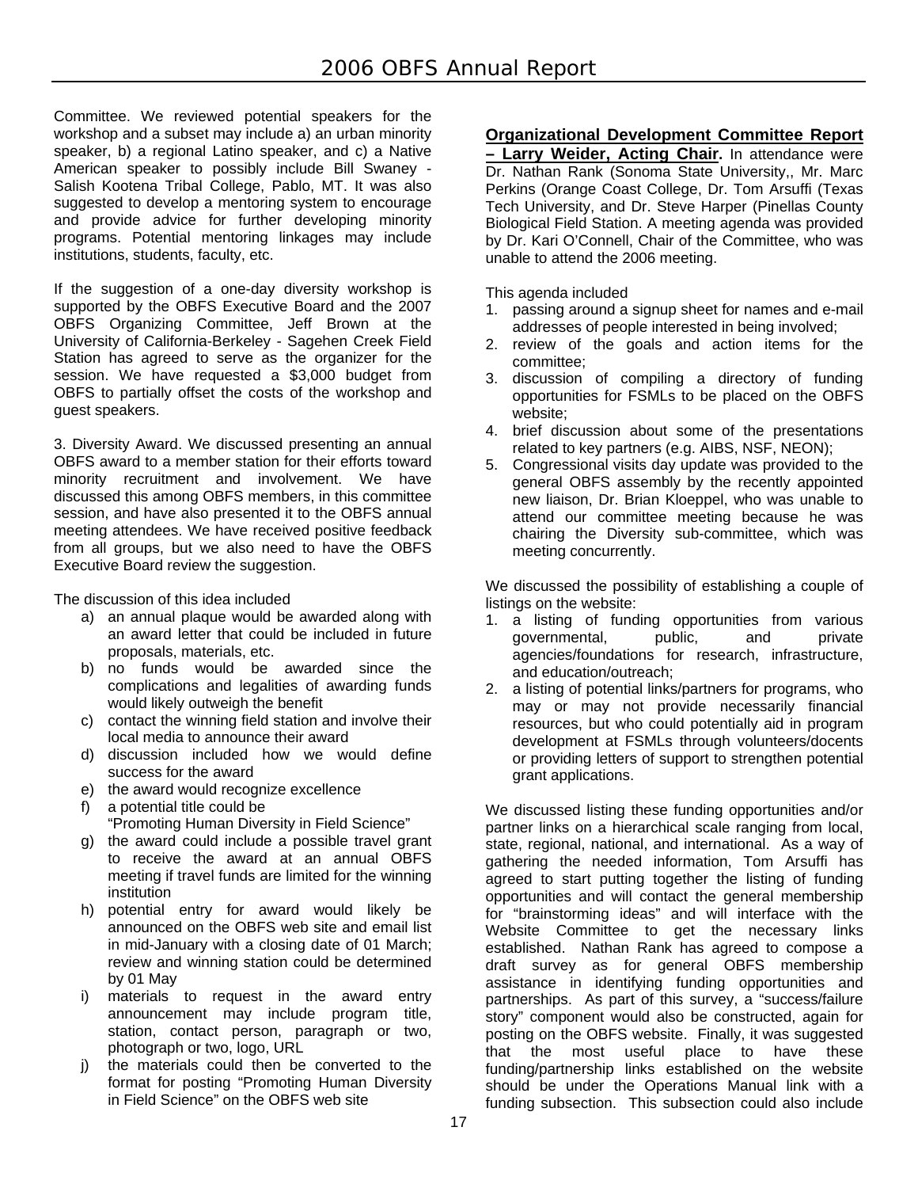Committee. We reviewed potential speakers for the workshop and a subset may include a) an urban minority speaker, b) a regional Latino speaker, and c) a Native American speaker to possibly include Bill Swaney - Salish Kootena Tribal College, Pablo, MT. It was also suggested to develop a mentoring system to encourage and provide advice for further developing minority programs. Potential mentoring linkages may include institutions, students, faculty, etc.

If the suggestion of a one-day diversity workshop is supported by the OBFS Executive Board and the 2007 OBFS Organizing Committee, Jeff Brown at the University of California-Berkeley - Sagehen Creek Field Station has agreed to serve as the organizer for the session. We have requested a $3,000 budget from OBFS to partially offset the costs of the workshop and guest speakers.

3. Diversity Award. We discussed presenting an annual OBFS award to a member station for their efforts toward minority recruitment and involvement. We have discussed this among OBFS members, in this committee session, and have also presented it to the OBFS annual meeting attendees. We have received positive feedback from all groups, but we also need to have the OBFS Executive Board review the suggestion.

The discussion of this idea included

a) an annual plaque would be awarded along with an award letter that could be included in future proposals, materials, etc.
b) no funds would be awarded since the complications and legalities of awarding funds would likely outweigh the benefit
c) contact the winning field station and involve their local media to announce their award
d) discussion included how we would define success for the award
e) the award would recognize excellence
f) a potential title could be "Promoting Human Diversity in Field Science"
g) the award could include a possible travel grant to receive the award at an annual OBFS meeting if travel funds are limited for the winning institution
h) potential entry for award would likely be announced on the OBFS web site and email list in mid-January with a closing date of 01 March; review and winning station could be determined by 01 May
i) materials to request in the award entry announcement may include program title, station, contact person, paragraph or two, photograph or two, logo, URL
j) the materials could then be converted to the format for posting "Promoting Human Diversity in Field Science" on the OBFS web site

**Organizational Development Committee Report – Larry Weider, Acting Chair.** In attendance were Dr. Nathan Rank (Sonoma State University,, Mr. Marc Perkins (Orange Coast College, Dr. Tom Arsuffi (Texas Tech University, and Dr. Steve Harper (Pinellas County Biological Field Station. A meeting agenda was provided by Dr. Kari O'Connell, Chair of the Committee, who was unable to attend the 2006 meeting.

This agenda included

1. passing around a signup sheet for names and e-mail addresses of people interested in being involved;
2. review of the goals and action items for the committee;
3. discussion of compiling a directory of funding opportunities for FSMLs to be placed on the OBFS website;
4. brief discussion about some of the presentations related to key partners (e.g. AIBS, NSF, NEON);
5. Congressional visits day update was provided to the general OBFS assembly by the recently appointed new liaison, Dr. Brian Kloeppel, who was unable to attend our committee meeting because he was chairing the Diversity sub-committee, which was meeting concurrently.

We discussed the possibility of establishing a couple of listings on the website:

1. a listing of funding opportunities from various governmental, public, and private agencies/foundations for research, infrastructure, and education/outreach;
2. a listing of potential links/partners for programs, who may or may not provide necessarily financial resources, but who could potentially aid in program development at FSMLs through volunteers/docents or providing letters of support to strengthen potential grant applications.

We discussed listing these funding opportunities and/or partner links on a hierarchical scale ranging from local, state, regional, national, and international. As a way of gathering the needed information, Tom Arsuffi has agreed to start putting together the listing of funding opportunities and will contact the general membership for "brainstorming ideas" and will interface with the Website Committee to get the necessary links established. Nathan Rank has agreed to compose a draft survey as for general OBFS membership assistance in identifying funding opportunities and partnerships. As part of this survey, a "success/failure story" component would also be constructed, again for posting on the OBFS website. Finally, it was suggested that the most useful place to have these funding/partnership links established on the website should be under the Operations Manual link with a funding subsection. This subsection could also include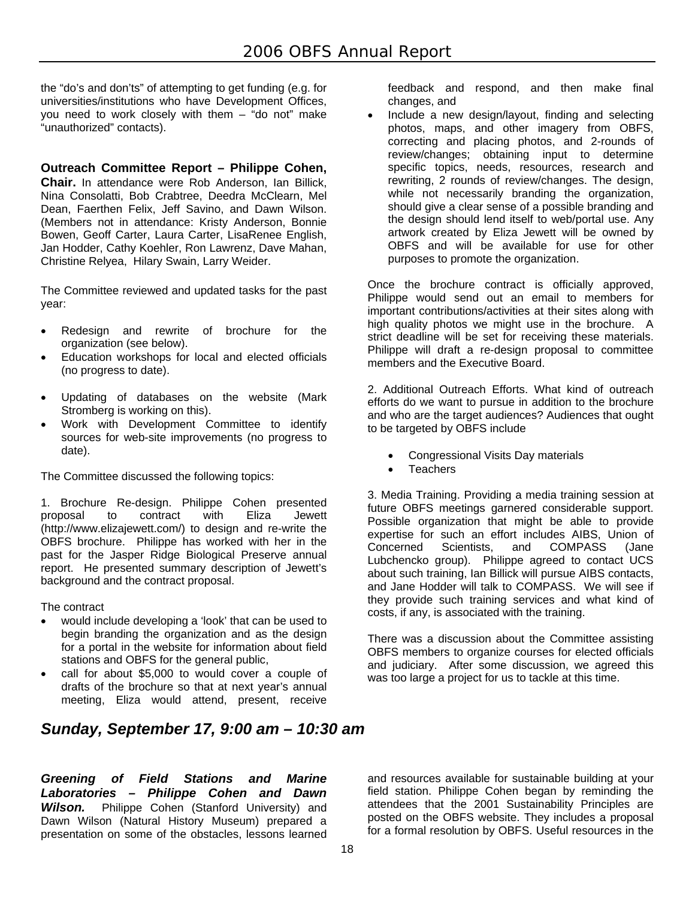the "do's and don'ts" of attempting to get funding (e.g. for universities/institutions who have Development Offices, you need to work closely with them – "do not" make "unauthorized" contacts).

**Outreach Committee Report – Philippe Cohen, Chair.** In attendance were Rob Anderson, Ian Billick, Nina Consolatti, Bob Crabtree, Deedra McClearn, Mel Dean, Faerthen Felix, Jeff Savino, and Dawn Wilson. (Members not in attendance: Kristy Anderson, Bonnie Bowen, Geoff Carter, Laura Carter, LisaRenee English, Jan Hodder, Cathy Koehler, Ron Lawrenz, Dave Mahan, Christine Relyea, Hilary Swain, Larry Weider.

The Committee reviewed and updated tasks for the past year:

- Redesign and rewrite of brochure for the organization (see below).
- Education workshops for local and elected officials (no progress to date).
- Updating of databases on the website (Mark Stromberg is working on this).
- Work with Development Committee to identify sources for web-site improvements (no progress to date).

The Committee discussed the following topics:

1. Brochure Re-design. Philippe Cohen presented proposal to contract with Eliza Jewett (http://www.elizajewett.com/) to design and re-write the OBFS brochure. Philippe has worked with her in the past for the Jasper Ridge Biological Preserve annual report. He presented summary description of Jewett's background and the contract proposal.

The contract

- would include developing a 'look' that can be used to begin branding the organization and as the design for a portal in the website for information about field stations and OBFS for the general public,
- call for about $5,000 to would cover a couple of drafts of the brochure so that at next year's annual meeting, Eliza would attend, present, receive feedback and respond, and then make final changes, and
- Include a new design/layout, finding and selecting photos, maps, and other imagery from OBFS, correcting and placing photos, and 2-rounds of review/changes; obtaining input to determine specific topics, needs, resources, research and rewriting, 2 rounds of review/changes. The design, while not necessarily branding the organization, should give a clear sense of a possible branding and the design should lend itself to web/portal use. Any artwork created by Eliza Jewett will be owned by OBFS and will be available for use for other purposes to promote the organization.

Once the brochure contract is officially approved, Philippe would send out an email to members for important contributions/activities at their sites along with high quality photos we might use in the brochure. A strict deadline will be set for receiving these materials. Philippe will draft a re-design proposal to committee members and the Executive Board.

2. Additional Outreach Efforts. What kind of outreach efforts do we want to pursue in addition to the brochure and who are the target audiences? Audiences that ought to be targeted by OBFS include

- Congressional Visits Day materials
- Teachers

3. Media Training. Providing a media training session at future OBFS meetings garnered considerable support. Possible organization that might be able to provide expertise for such an effort includes AIBS, Union of Concerned Scientists, and COMPASS (Jane Lubchencko group). Philippe agreed to contact UCS about such training, Ian Billick will pursue AIBS contacts, and Jane Hodder will talk to COMPASS. We will see if they provide such training services and what kind of costs, if any, is associated with the training.

There was a discussion about the Committee assisting OBFS members to organize courses for elected officials and judiciary. After some discussion, we agreed this was too large a project for us to tackle at this time.

## *Sunday, September 17, 9:00 am – 10:30 am*

***Greening of Field Stations and Marine Laboratories – Philippe Cohen and Dawn Wilson.*** Philippe Cohen (Stanford University) and Dawn Wilson (Natural History Museum) prepared a presentation on some of the obstacles, lessons learned and resources available for sustainable building at your field station. Philippe Cohen began by reminding the attendees that the 2001 Sustainability Principles are posted on the OBFS website. They includes a proposal for a formal resolution by OBFS. Useful resources in the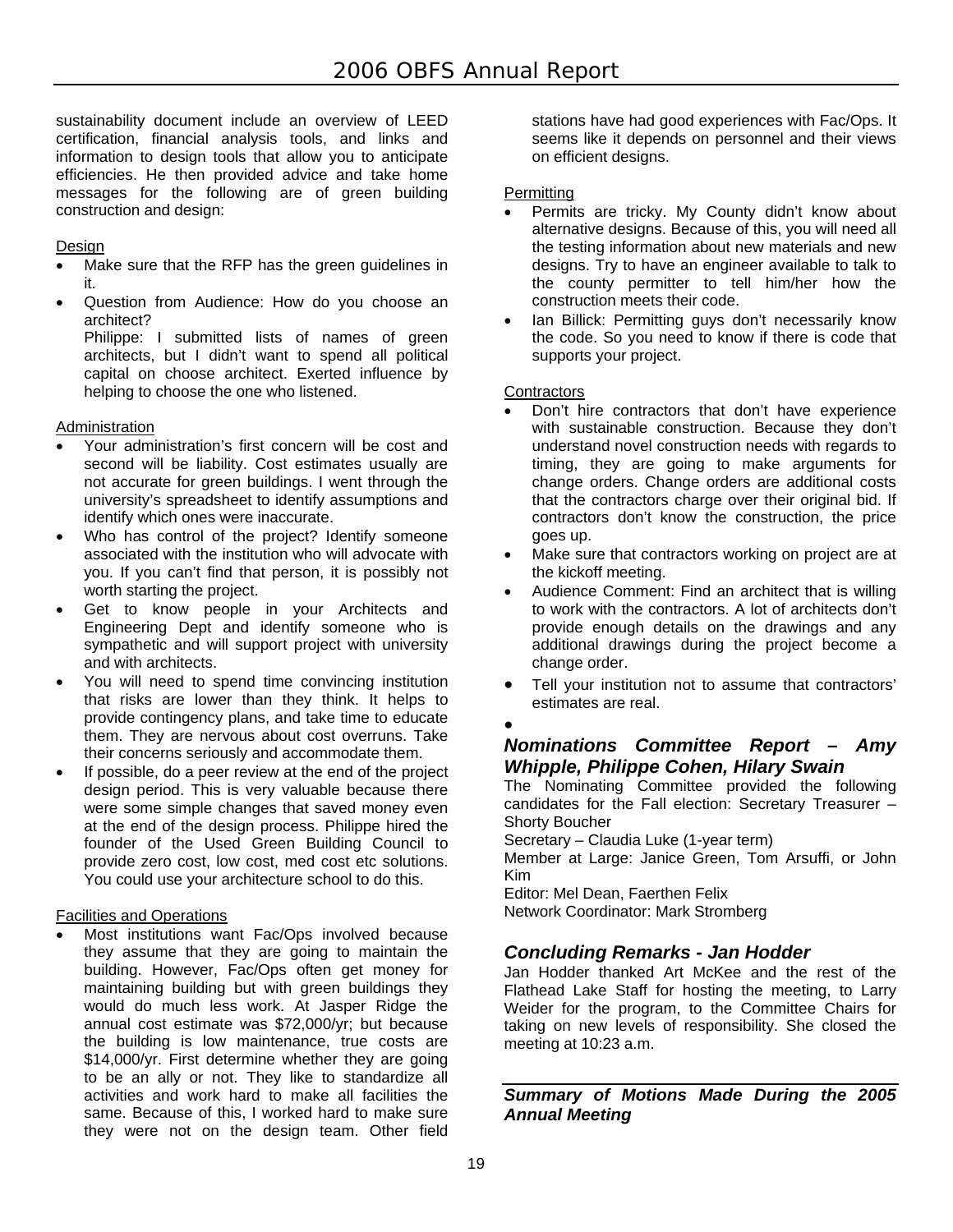sustainability document include an overview of LEED certification, financial analysis tools, and links and information to design tools that allow you to anticipate efficiencies. He then provided advice and take home messages for the following are of green building construction and design:

Design

- Make sure that the RFP has the green guidelines in it.
- Question from Audience: How do you choose an architect?
  Philippe: I submitted lists of names of green architects, but I didn't want to spend all political capital on choose architect. Exerted influence by helping to choose the one who listened.

Administration

- Your administration's first concern will be cost and second will be liability. Cost estimates usually are not accurate for green buildings. I went through the university's spreadsheet to identify assumptions and identify which ones were inaccurate.
- Who has control of the project? Identify someone associated with the institution who will advocate with you. If you can't find that person, it is possibly not worth starting the project.
- Get to know people in your Architects and Engineering Dept and identify someone who is sympathetic and will support project with university and with architects.
- You will need to spend time convincing institution that risks are lower than they think. It helps to provide contingency plans, and take time to educate them. They are nervous about cost overruns. Take their concerns seriously and accommodate them.
- If possible, do a peer review at the end of the project design period. This is very valuable because there were some simple changes that saved money even at the end of the design process. Philippe hired the founder of the Used Green Building Council to provide zero cost, low cost, med cost etc solutions. You could use your architecture school to do this.

Facilities and Operations

- Most institutions want Fac/Ops involved because they assume that they are going to maintain the building. However, Fac/Ops often get money for maintaining building but with green buildings they would do much less work. At Jasper Ridge the annual cost estimate was $72,000/yr; but because the building is low maintenance, true costs are $14,000/yr. First determine whether they are going to be an ally or not. They like to standardize all activities and work hard to make all facilities the same. Because of this, I worked hard to make sure they were not on the design team. Other field stations have had good experiences with Fac/Ops. It seems like it depends on personnel and their views on efficient designs.

Permitting

- Permits are tricky. My County didn't know about alternative designs. Because of this, you will need all the testing information about new materials and new designs. Try to have an engineer available to talk to the county permitter to tell him/her how the construction meets their code.
- Ian Billick: Permitting guys don't necessarily know the code. So you need to know if there is code that supports your project.

Contractors

- Don't hire contractors that don't have experience with sustainable construction. Because they don't understand novel construction needs with regards to timing, they are going to make arguments for change orders. Change orders are additional costs that the contractors charge over their original bid. If contractors don't know the construction, the price goes up.
- Make sure that contractors working on project are at the kickoff meeting.
- Audience Comment: Find an architect that is willing to work with the contractors. A lot of architects don't provide enough details on the drawings and any additional drawings during the project become a change order.
- Tell your institution not to assume that contractors' estimates are real.
- 

### *Nominations Committee Report – Amy Whipple, Philippe Cohen, Hilary Swain*

The Nominating Committee provided the following candidates for the Fall election: Secretary Treasurer – Shorty Boucher
Secretary – Claudia Luke (1-year term)
Member at Large: Janice Green, Tom Arsuffi, or John Kim
Editor: Mel Dean, Faerthen Felix
Network Coordinator: Mark Stromberg

### *Concluding Remarks - Jan Hodder*

Jan Hodder thanked Art McKee and the rest of the Flathead Lake Staff for hosting the meeting, to Larry Weider for the program, to the Committee Chairs for taking on new levels of responsibility. She closed the meeting at 10:23 a.m.

### *Summary of Motions Made During the 2005 Annual Meeting*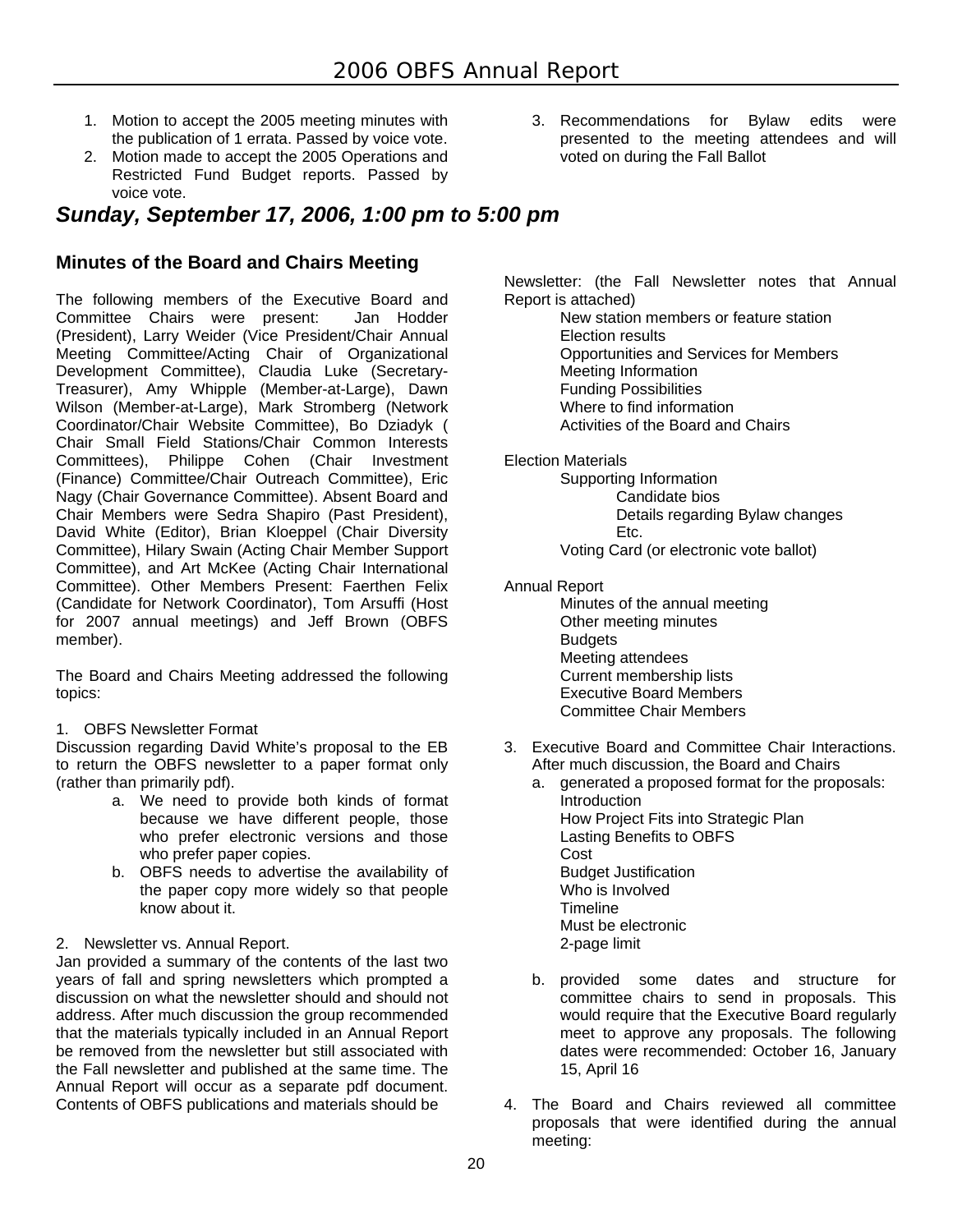1. Motion to accept the 2005 meeting minutes with the publication of 1 errata. Passed by voice vote.
2. Motion made to accept the 2005 Operations and Restricted Fund Budget reports. Passed by voice vote.
3. Recommendations for Bylaw edits were presented to the meeting attendees and will voted on during the Fall Ballot

## *Sunday, September 17, 2006, 1:00 pm to 5:00 pm*

### Minutes of the Board and Chairs Meeting

The following members of the Executive Board and Committee Chairs were present: Jan Hodder (President), Larry Weider (Vice President/Chair Annual Meeting Committee/Acting Chair of Organizational Development Committee), Claudia Luke (Secretary-Treasurer), Amy Whipple (Member-at-Large), Dawn Wilson (Member-at-Large), Mark Stromberg (Network Coordinator/Chair Website Committee), Bo Dziadyk ( Chair Small Field Stations/Chair Common Interests Committees), Philippe Cohen (Chair Investment (Finance) Committee/Chair Outreach Committee), Eric Nagy (Chair Governance Committee). Absent Board and Chair Members were Sedra Shapiro (Past President), David White (Editor), Brian Kloeppel (Chair Diversity Committee), Hilary Swain (Acting Chair Member Support Committee), and Art McKee (Acting Chair International Committee). Other Members Present: Faerthen Felix (Candidate for Network Coordinator), Tom Arsuffi (Host for 2007 annual meetings) and Jeff Brown (OBFS member).

The Board and Chairs Meeting addressed the following topics:

1. OBFS Newsletter Format

Discussion regarding David White's proposal to the EB to return the OBFS newsletter to a paper format only (rather than primarily pdf).

   a. We need to provide both kinds of format because we have different people, those who prefer electronic versions and those who prefer paper copies.
   b. OBFS needs to advertise the availability of the paper copy more widely so that people know about it.

2. Newsletter vs. Annual Report.

Jan provided a summary of the contents of the last two years of fall and spring newsletters which prompted a discussion on what the newsletter should and should not address. After much discussion the group recommended that the materials typically included in an Annual Report be removed from the newsletter but still associated with the Fall newsletter and published at the same time. The Annual Report will occur as a separate pdf document. Contents of OBFS publications and materials should be

Newsletter: (the Fall Newsletter notes that Annual Report is attached)

- New station members or feature station
- Election results
- Opportunities and Services for Members
- Meeting Information
- Funding Possibilities
- Where to find information
- Activities of the Board and Chairs

Election Materials

- Supporting Information
  - Candidate bios
  - Details regarding Bylaw changes
  - Etc.
- Voting Card (or electronic vote ballot)

Annual Report

- Minutes of the annual meeting
- Other meeting minutes
- Budgets
- Meeting attendees
- Current membership lists
- Executive Board Members
- Committee Chair Members

3. Executive Board and Committee Chair Interactions. After much discussion, the Board and Chairs
   a. generated a proposed format for the proposals:
      - Introduction
      - How Project Fits into Strategic Plan
      - Lasting Benefits to OBFS
      - Cost
      - Budget Justification
      - Who is Involved
      - Timeline
      - Must be electronic
      - 2-page limit
   b. provided some dates and structure for committee chairs to send in proposals. This would require that the Executive Board regularly meet to approve any proposals. The following dates were recommended: October 16, January 15, April 16

4. The Board and Chairs reviewed all committee proposals that were identified during the annual meeting: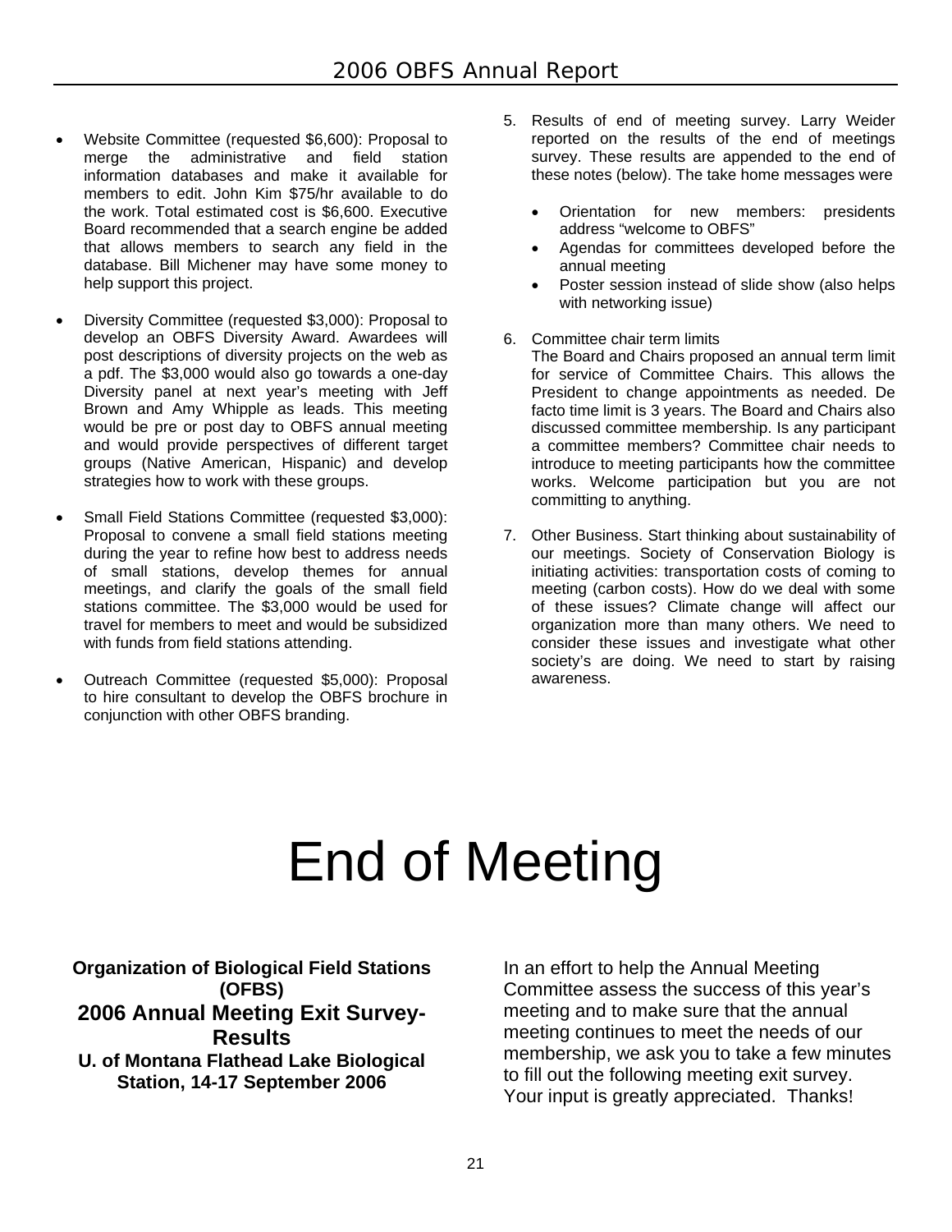- Website Committee (requested $6,600): Proposal to merge the administrative and field station information databases and make it available for members to edit. John Kim $75/hr available to do the work. Total estimated cost is $6,600. Executive Board recommended that a search engine be added that allows members to search any field in the database. Bill Michener may have some money to help support this project.

- Diversity Committee (requested $3,000): Proposal to develop an OBFS Diversity Award. Awardees will post descriptions of diversity projects on the web as a pdf. The $3,000 would also go towards a one-day Diversity panel at next year's meeting with Jeff Brown and Amy Whipple as leads. This meeting would be pre or post day to OBFS annual meeting and would provide perspectives of different target groups (Native American, Hispanic) and develop strategies how to work with these groups.

- Small Field Stations Committee (requested $3,000): Proposal to convene a small field stations meeting during the year to refine how best to address needs of small stations, develop themes for annual meetings, and clarify the goals of the small field stations committee. The $3,000 would be used for travel for members to meet and would be subsidized with funds from field stations attending.

- Outreach Committee (requested $5,000): Proposal to hire consultant to develop the OBFS brochure in conjunction with other OBFS branding.

5. Results of end of meeting survey. Larry Weider reported on the results of the end of meetings survey. These results are appended to the end of these notes (below). The take home messages were

   - Orientation for new members: presidents address "welcome to OBFS"
   - Agendas for committees developed before the annual meeting
   - Poster session instead of slide show (also helps with networking issue)

6. Committee chair term limits
   The Board and Chairs proposed an annual term limit for service of Committee Chairs. This allows the President to change appointments as needed. De facto time limit is 3 years. The Board and Chairs also discussed committee membership. Is any participant a committee members? Committee chair needs to introduce to meeting participants how the committee works. Welcome participation but you are not committing to anything.

7. Other Business. Start thinking about sustainability of our meetings. Society of Conservation Biology is initiating activities: transportation costs of coming to meeting (carbon costs). How do we deal with some of these issues? Climate change will affect our organization more than many others. We need to consider these issues and investigate what other society's are doing. We need to start by raising awareness.

# End of Meeting

**Organization of Biological Field Stations (OFBS)**

## 2006 Annual Meeting Exit Survey- Results

**U. of Montana Flathead Lake Biological Station, 14-17 September 2006**

In an effort to help the Annual Meeting Committee assess the success of this year's meeting and to make sure that the annual meeting continues to meet the needs of our membership, we ask you to take a few minutes to fill out the following meeting exit survey. Your input is greatly appreciated. Thanks!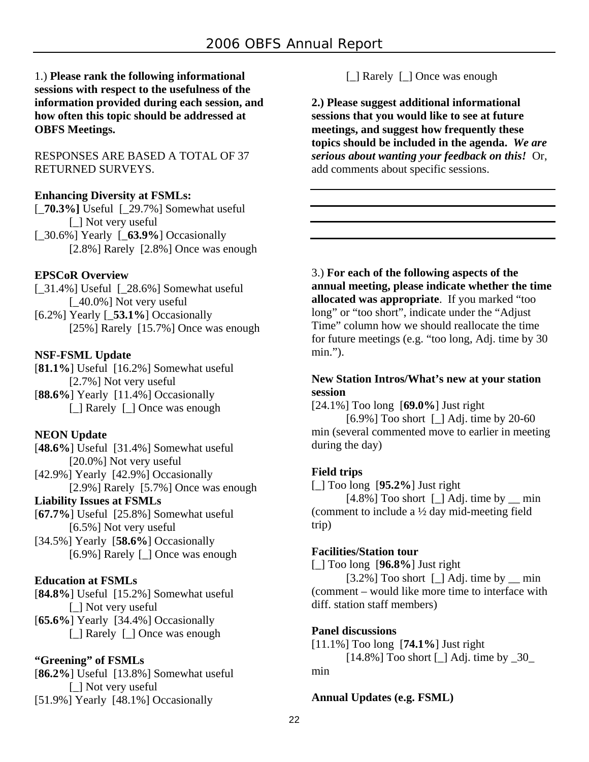1.) **Please rank the following informational sessions with respect to the usefulness of the information provided during each session, and how often this topic should be addressed at OBFS Meetings.**

RESPONSES ARE BASED A TOTAL OF 37 RETURNED SURVEYS.

**Enhancing Diversity at FSMLs:**

[_**70.3%]** Useful [_29.7%] Somewhat useful [_] Not very useful

[_30.6%] Yearly [_**63.9%**] Occasionally [2.8%] Rarely [2.8%] Once was enough

**EPSCoR Overview**

[_31.4%] Useful [_28.6%] Somewhat useful [_40.0%] Not very useful

[6.2%] Yearly [_**53.1%**] Occasionally [25%] Rarely [15.7%] Once was enough

**NSF-FSML Update**

[**81.1%**] Useful [16.2%] Somewhat useful [2.7%] Not very useful

[**88.6%**] Yearly [11.4%] Occasionally [_] Rarely [_] Once was enough

**NEON Update**

[**48.6%**] Useful [31.4%] Somewhat useful [20.0%] Not very useful

[42.9%] Yearly [42.9%] Occasionally [2.9%] Rarely [5.7%] Once was enough

**Liability Issues at FSMLs**

[**67.7%**] Useful [25.8%] Somewhat useful [6.5%] Not very useful

[34.5%] Yearly [**58.6%**] Occasionally [6.9%] Rarely [_] Once was enough

**Education at FSMLs**

[**84.8%**] Useful [15.2%] Somewhat useful [_] Not very useful

[**65.6%**] Yearly [34.4%] Occasionally [_] Rarely [_] Once was enough

**"Greening" of FSMLs**

[**86.2%**] Useful [13.8%] Somewhat useful [_] Not very useful

[51.9%] Yearly [48.1%] Occasionally [_] Rarely [_] Once was enough

**2.) Please suggest additional informational sessions that you would like to see at future meetings, and suggest how frequently these topics should be included in the agenda.** ***We are serious about wanting your feedback on this!*** Or, add comments about specific sessions.

3.) **For each of the following aspects of the annual meeting, please indicate whether the time allocated was appropriate**. If you marked "too long" or "too short", indicate under the "Adjust Time" column how we should reallocate the time for future meetings (e.g. "too long, Adj. time by 30 min.").

**New Station Intros/What's new at your station session**

[24.1%] Too long [**69.0%**] Just right [6.9%] Too short [_] Adj. time by 20-60 min (several commented move to earlier in meeting during the day)

**Field trips**

[_] Too long [**95.2%**] Just right [4.8%] Too short [_] Adj. time by __ min (comment to include a ½ day mid-meeting field trip)

**Facilities/Station tour**

[_] Too long [**96.8%**] Just right [3.2%] Too short [_] Adj. time by __ min (comment – would like more time to interface with diff. station staff members)

**Panel discussions**

[11.1%] Too long [**74.1%**] Just right [14.8%] Too short [_] Adj. time by _30_ min

**Annual Updates (e.g. FSML)**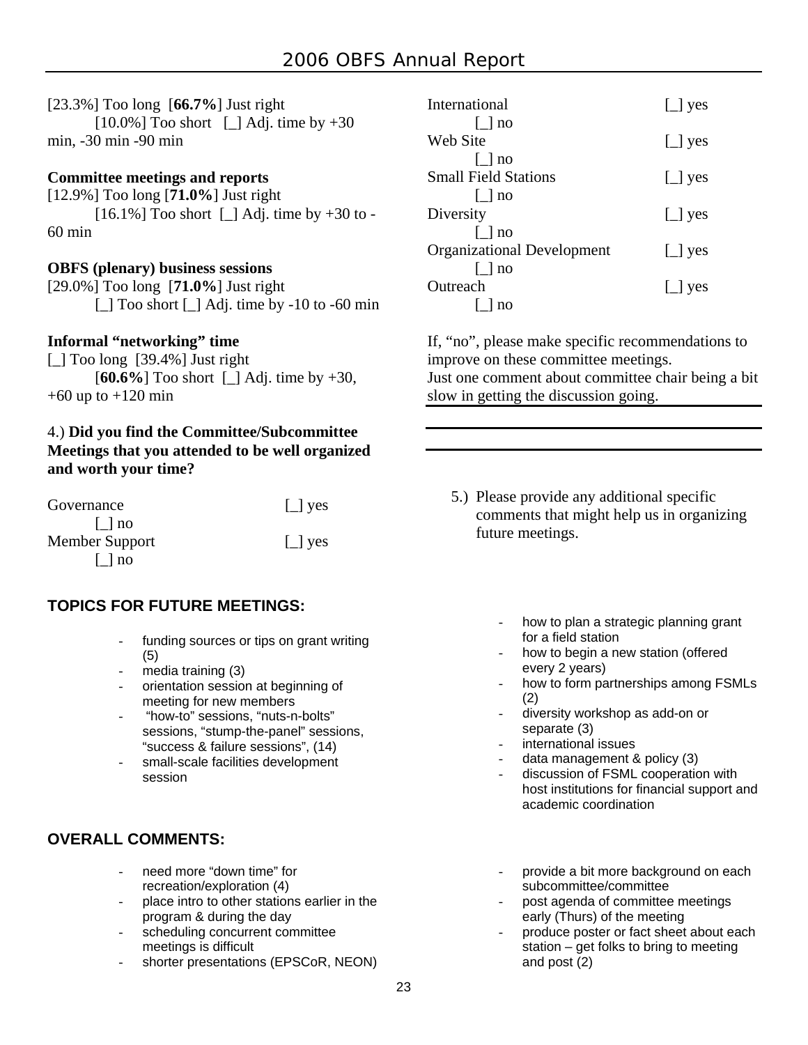[23.3%] Too long [**66.7%**] Just right
[10.0%] Too short [_] Adj. time by +30 min, -30 min -90 min

**Committee meetings and reports**
[12.9%] Too long [**71.0%**] Just right
[16.1%] Too short [_] Adj. time by +30 to -60 min

**OBFS (plenary) business sessions**
[29.0%] Too long [**71.0%**] Just right
[_] Too short [_] Adj. time by -10 to -60 min

**Informal "networking" time**
[_] Too long [39.4%] Just right
[**60.6%**] Too short [_] Adj. time by +30, +60 up to +120 min

4.) **Did you find the Committee/Subcommittee Meetings that you attended to be well organized and worth your time?**

Governance [_] yes [_] no
Member Support [_] yes [_] no
International [_] yes [_] no
Web Site [_] yes [_] no
Small Field Stations [_] yes [_] no
Diversity [_] yes [_] no
Organizational Development [_] yes [_] no
Outreach [_] yes [_] no

If, "no", please make specific recommendations to improve on these committee meetings.
Just one comment about committee chair being a bit slow in getting the discussion going.

5.) Please provide any additional specific comments that might help us in organizing future meetings.

## TOPICS FOR FUTURE MEETINGS:

- funding sources or tips on grant writing (5)
- media training (3)
- orientation session at beginning of meeting for new members
- "how-to" sessions, "nuts-n-bolts" sessions, "stump-the-panel" sessions, "success & failure sessions", (14)
- small-scale facilities development session
- how to plan a strategic planning grant for a field station
- how to begin a new station (offered every 2 years)
- how to form partnerships among FSMLs (2)
- diversity workshop as add-on or separate (3)
- international issues
- data management & policy (3)
- discussion of FSML cooperation with host institutions for financial support and academic coordination

## OVERALL COMMENTS:

- need more "down time" for recreation/exploration (4)
- place intro to other stations earlier in the program & during the day
- scheduling concurrent committee meetings is difficult
- shorter presentations (EPSCoR, NEON)
- provide a bit more background on each subcommittee/committee
- post agenda of committee meetings early (Thurs) of the meeting
- produce poster or fact sheet about each station – get folks to bring to meeting and post (2)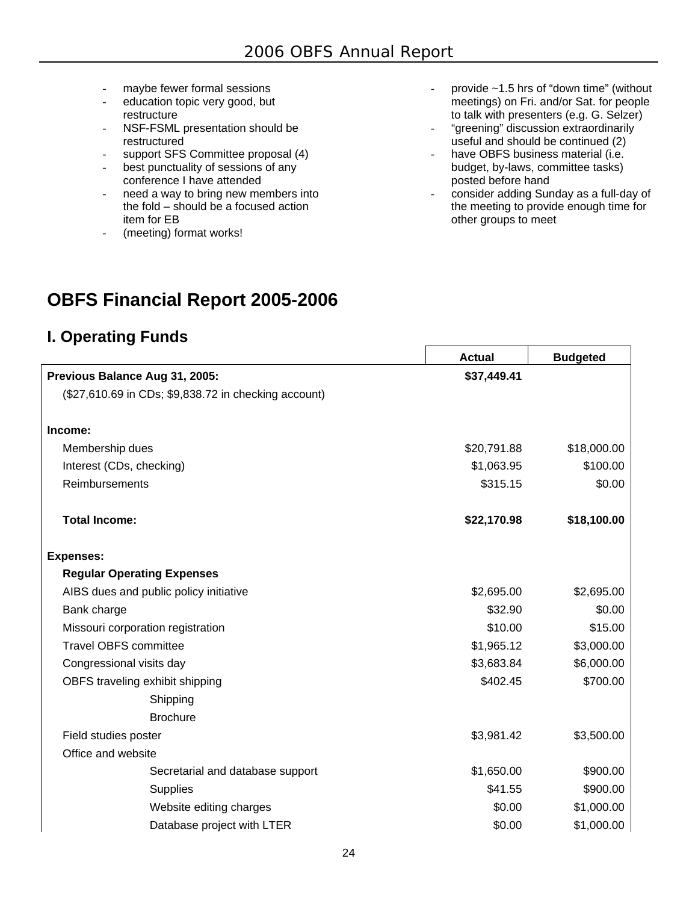- maybe fewer formal sessions
- education topic very good, but restructure
- NSF-FSML presentation should be restructured
- support SFS Committee proposal (4)
- best punctuality of sessions of any conference I have attended
- need a way to bring new members into the fold – should be a focused action item for EB
- (meeting) format works!
- provide ~1.5 hrs of "down time" (without meetings) on Fri. and/or Sat. for people to talk with presenters (e.g. G. Selzer)
- "greening" discussion extraordinarily useful and should be continued (2)
- have OBFS business material (i.e. budget, by-laws, committee tasks) posted before hand
- consider adding Sunday as a full-day of the meeting to provide enough time for other groups to meet

# OBFS Financial Report 2005-2006

## I. Operating Funds

| | Actual | Budgeted |
|---|---|---|
| **Previous Balance Aug 31, 2005:** | **$37,449.41** | |
| ($27,610.69 in CDs; $9,838.72 in checking account) | | |
| | | |
| **Income:** | | |
| Membership dues | $20,791.88 | $18,000.00 |
| Interest (CDs, checking) | $1,063.95 | $100.00 |
| Reimbursements | $315.15 | $0.00 |
| | | |
| **Total Income:** | **$22,170.98** | **$18,100.00** |
| | | |
| **Expenses:** | | |
| **Regular Operating Expenses** | | |
| AIBS dues and public policy initiative | $2,695.00 | $2,695.00 |
| Bank charge | $32.90 | $0.00 |
| Missouri corporation registration | $10.00 | $15.00 |
| Travel OBFS committee | $1,965.12 | $3,000.00 |
| Congressional visits day | $3,683.84 | $6,000.00 |
| OBFS traveling exhibit shipping | $402.45 | $700.00 |
| Shipping | | |
| Brochure | | |
| Field studies poster | $3,981.42 | $3,500.00 |
| Office and website | | |
| Secretarial and database support | $1,650.00 | $900.00 |
| Supplies | $41.55 | $900.00 |
| Website editing charges | $0.00 | $1,000.00 |
| Database project with LTER | $0.00 | $1,000.00 |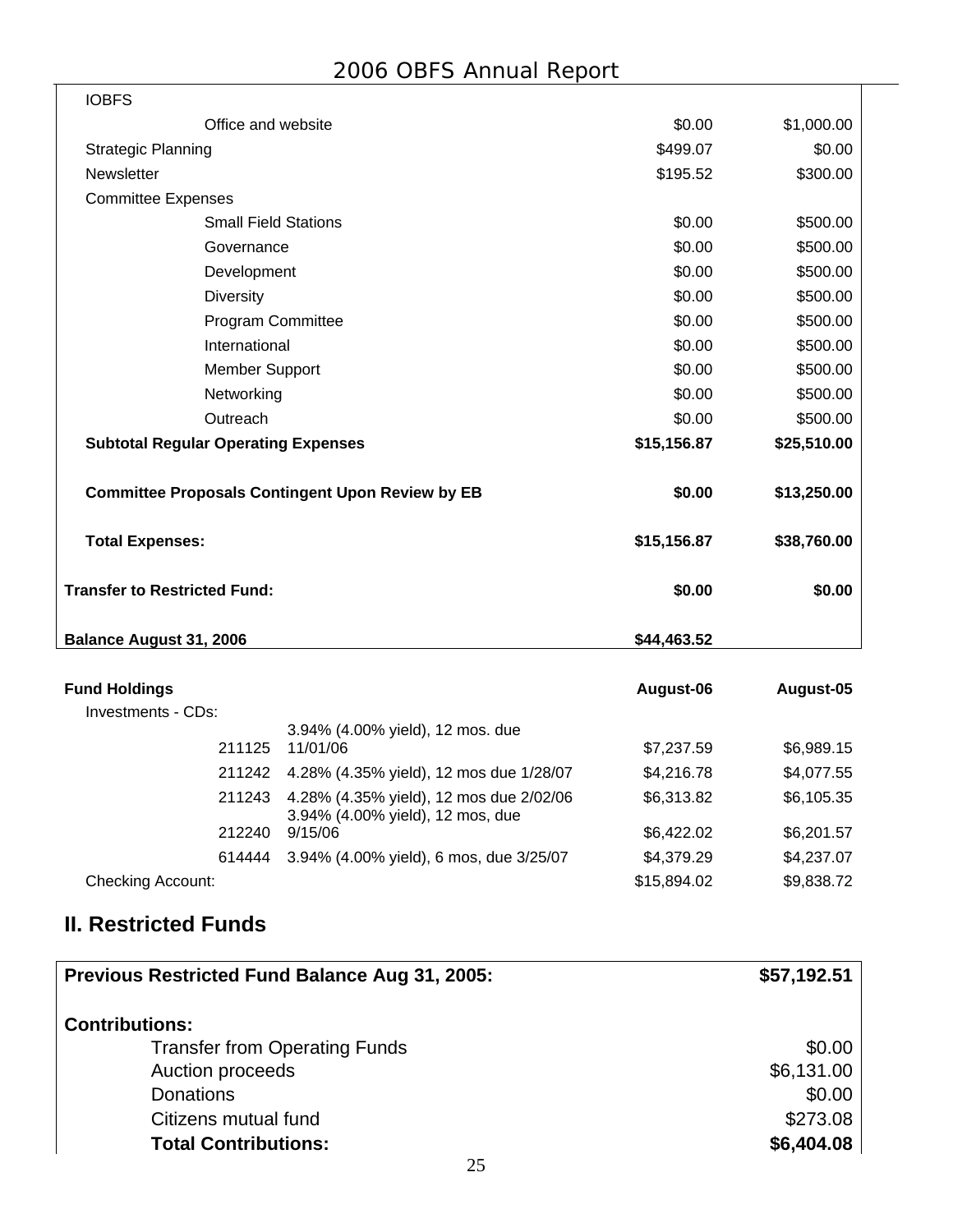| | | |
|---|---|---|
| IOBFS | | |
| Office and website | $0.00 | $1,000.00 |
| Strategic Planning | $499.07 | $0.00 |
| Newsletter | $195.52 | $300.00 |
| Committee Expenses | | |
| Small Field Stations | $0.00 | $500.00 |
| Governance | $0.00 | $500.00 |
| Development | $0.00 | $500.00 |
| Diversity | $0.00 | $500.00 |
| Program Committee | $0.00 | $500.00 |
| International | $0.00 | $500.00 |
| Member Support | $0.00 | $500.00 |
| Networking | $0.00 | $500.00 |
| Outreach | $0.00 | $500.00 |
| **Subtotal Regular Operating Expenses** | **$15,156.87** | **$25,510.00** |
| **Committee Proposals Contingent Upon Review by EB** | **$0.00** | **$13,250.00** |
| **Total Expenses:** | **$15,156.87** | **$38,760.00** |
| **Transfer to Restricted Fund:** | **$0.00** | **$0.00** |
| **Balance August 31, 2006** | **$44,463.52** | |

| **Fund Holdings** | | **August-06** | **August-05** |
|---|---|---|---|
| Investments - CDs: | | | |
| 211125 | 3.94% (4.00% yield), 12 mos. due 11/01/06 | $7,237.59 | $6,989.15 |
| 211242 | 4.28% (4.35% yield), 12 mos due 1/28/07 | $4,216.78 | $4,077.55 |
| 211243 | 4.28% (4.35% yield), 12 mos due 2/02/06 | $6,313.82 | $6,105.35 |
| 212240 | 3.94% (4.00% yield), 12 mos, due 9/15/06 | $6,422.02 | $6,201.57 |
| 614444 | 3.94% (4.00% yield), 6 mos, due 3/25/07 | $4,379.29 | $4,237.07 |
| Checking Account: | | $15,894.02 | $9,838.72 |

## II. Restricted Funds

| | |
|---|---|
| **Previous Restricted Fund Balance Aug 31, 2005:** | **$57,192.51** |
| **Contributions:** | |
| Transfer from Operating Funds | $0.00 |
| Auction proceeds | $6,131.00 |
| Donations | $0.00 |
| Citizens mutual fund | $273.08 |
| **Total Contributions:** | **$6,404.08** |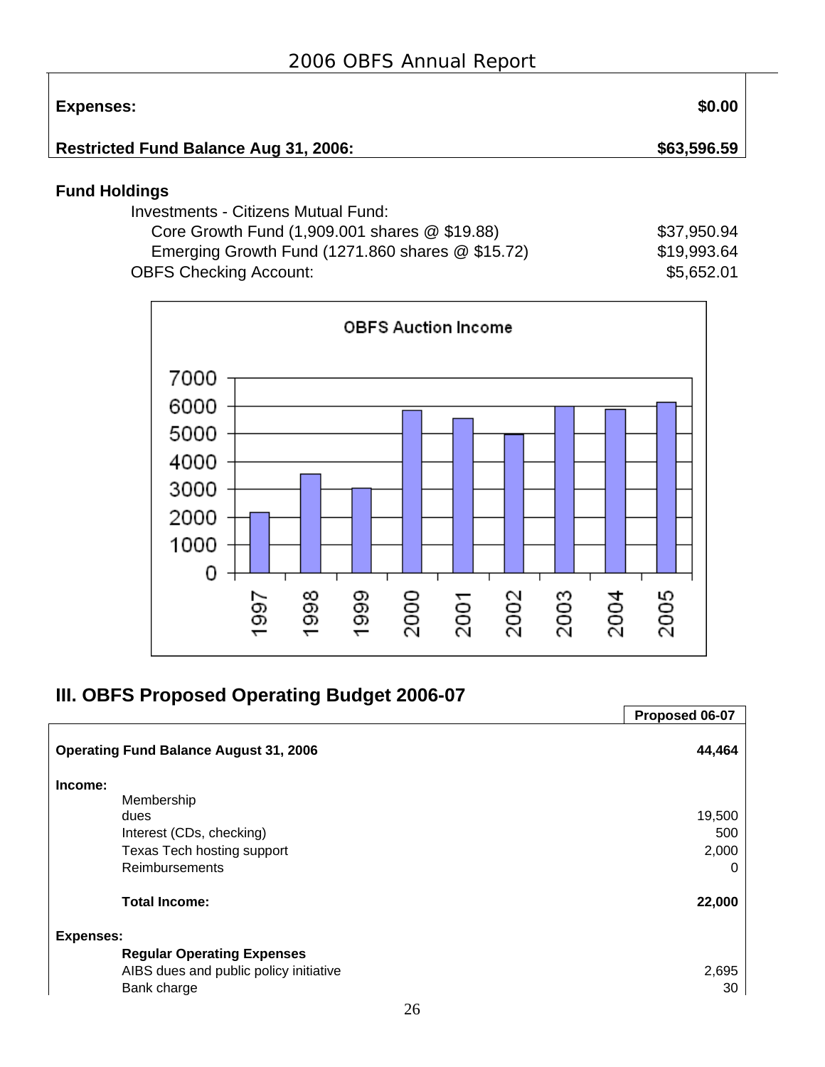| | |
|---|---|
| **Expenses:** | **$0.00** |
| **Restricted Fund Balance Aug 31, 2006:** | **$63,596.59** |

**Fund Holdings**

| | |
|---|---|
| Investments - Citizens Mutual Fund: | |
| Core Growth Fund (1,909.001 shares @ $19.88) | $37,950.94 |
| Emerging Growth Fund (1271.860 shares @ $15.72) | $19,993.64 |
| OBFS Checking Account: | $5,652.01 |

**OBFS Auction Income**

| Year | Income (approx.) |
|---|---|
| 1997 | 2200 |
| 1998 | 3550 |
| 1999 | 3050 |
| 2000 | 5850 |
| 2001 | 5550 |
| 2002 | 4950 |
| 2003 | 6000 |
| 2004 | 5900 |
| 2005 | 6100 |

## III. OBFS Proposed Operating Budget 2006-07

| | Proposed 06-07 |
|---|---|
| **Operating Fund Balance August 31, 2006** | **44,464** |
| **Income:** | |
| Membership dues | 19,500 |
| Interest (CDs, checking) | 500 |
| Texas Tech hosting support | 2,000 |
| Reimbursements | 0 |
| **Total Income:** | **22,000** |
| **Expenses:** | |
| **Regular Operating Expenses** | |
| AIBS dues and public policy initiative | 2,695 |
| Bank charge | 30 |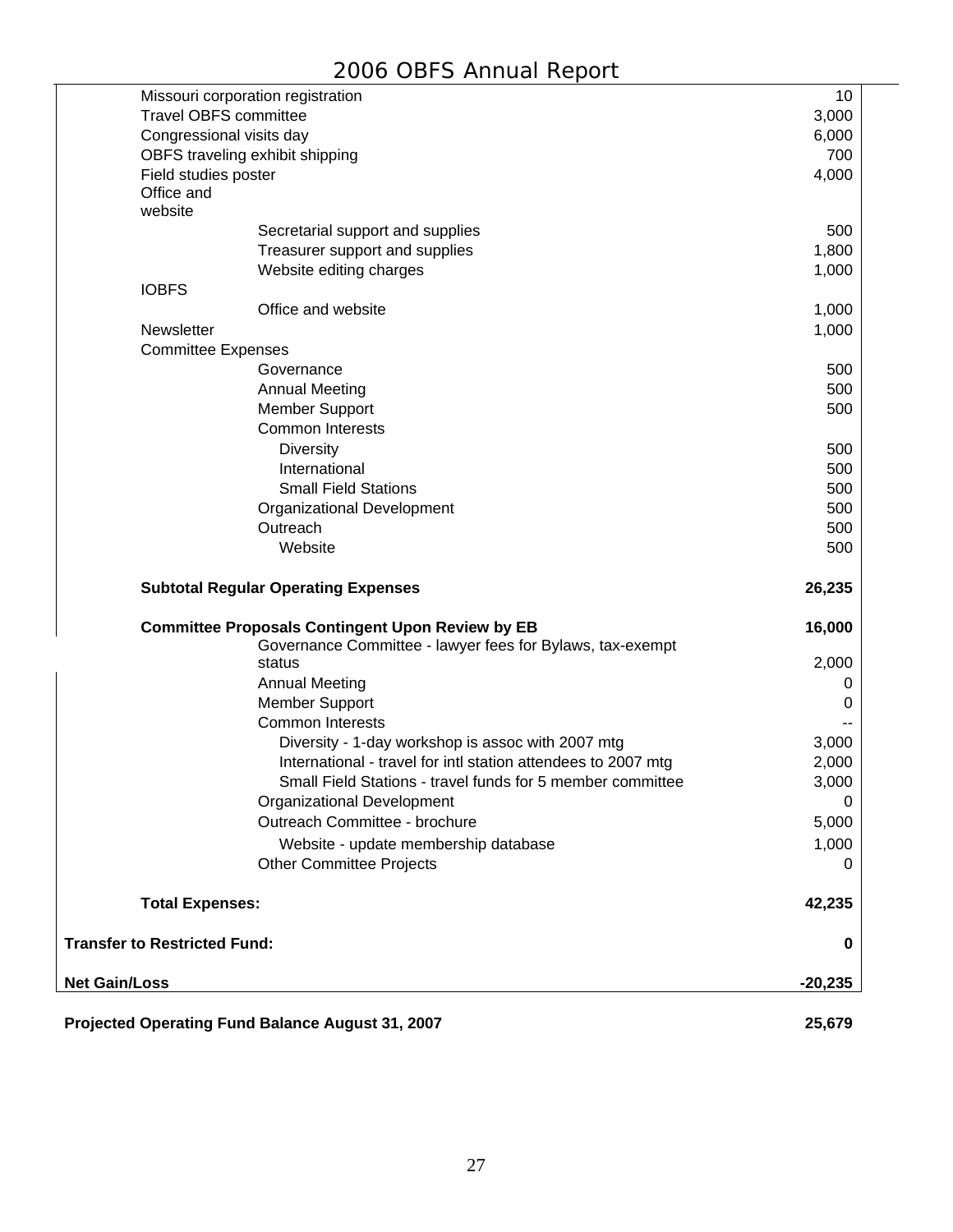| | |
|---|---|
| Missouri corporation registration | 10 |
| Travel OBFS committee | 3,000 |
| Congressional visits day | 6,000 |
| OBFS traveling exhibit shipping | 700 |
| Field studies poster | 4,000 |
| Office and website | |
| Secretarial support and supplies | 500 |
| Treasurer support and supplies | 1,800 |
| Website editing charges | 1,000 |
| IOBFS | |
| Office and website | 1,000 |
| Newsletter | 1,000 |
| Committee Expenses | |
| Governance | 500 |
| Annual Meeting | 500 |
| Member Support | 500 |
| Common Interests | |
| Diversity | 500 |
| International | 500 |
| Small Field Stations | 500 |
| Organizational Development | 500 |
| Outreach | 500 |
| Website | 500 |
| **Subtotal Regular Operating Expenses** | **26,235** |
| **Committee Proposals Contingent Upon Review by EB** | **16,000** |
| Governance Committee - lawyer fees for Bylaws, tax-exempt status | 2,000 |
| Annual Meeting | 0 |
| Member Support | 0 |
| Common Interests | -- |
| Diversity - 1-day workshop is assoc with 2007 mtg | 3,000 |
| International - travel for intl station attendees to 2007 mtg | 2,000 |
| Small Field Stations - travel funds for 5 member committee | 3,000 |
| Organizational Development | 0 |
| Outreach Committee - brochure | 5,000 |
| Website - update membership database | 1,000 |
| Other Committee Projects | 0 |
| **Total Expenses:** | **42,235** |
| **Transfer to Restricted Fund:** | **0** |
| **Net Gain/Loss** | **-20,235** |
| **Projected Operating Fund Balance August 31, 2007** | **25,679** |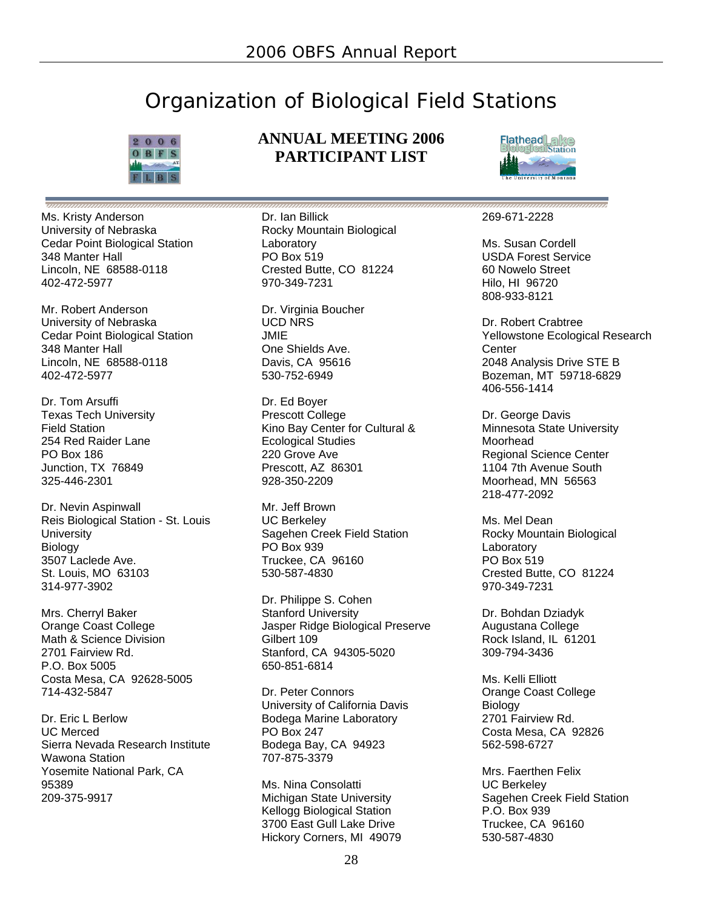# Organization of Biological Field Stations

**ANNUAL MEETING 2006**
**PARTICIPANT LIST**

Ms. Kristy Anderson
University of Nebraska
Cedar Point Biological Station
348 Manter Hall
Lincoln, NE 68588-0118
402-472-5977

Mr. Robert Anderson
University of Nebraska
Cedar Point Biological Station
348 Manter Hall
Lincoln, NE 68588-0118
402-472-5977

Dr. Tom Arsuffi
Texas Tech University
Field Station
254 Red Raider Lane
PO Box 186
Junction, TX 76849
325-446-2301

Dr. Nevin Aspinwall
Reis Biological Station - St. Louis University
Biology
3507 Laclede Ave.
St. Louis, MO 63103
314-977-3902

Mrs. Cherryl Baker
Orange Coast College
Math & Science Division
2701 Fairview Rd.
P.O. Box 5005
Costa Mesa, CA 92628-5005
714-432-5847

Dr. Eric L Berlow
UC Merced
Sierra Nevada Research Institute
Wawona Station
Yosemite National Park, CA 95389
209-375-9917

Dr. Ian Billick
Rocky Mountain Biological Laboratory
PO Box 519
Crested Butte, CO 81224
970-349-7231

Dr. Virginia Boucher
UCD NRS
JMIE
One Shields Ave.
Davis, CA 95616
530-752-6949

Dr. Ed Boyer
Prescott College
Kino Bay Center for Cultural & Ecological Studies
220 Grove Ave
Prescott, AZ 86301
928-350-2209

Mr. Jeff Brown
UC Berkeley
Sagehen Creek Field Station
PO Box 939
Truckee, CA 96160
530-587-4830

Dr. Philippe S. Cohen
Stanford University
Jasper Ridge Biological Preserve
Gilbert 109
Stanford, CA 94305-5020
650-851-6814

Dr. Peter Connors
University of California Davis
Bodega Marine Laboratory
PO Box 247
Bodega Bay, CA 94923
707-875-3379

Ms. Nina Consolatti
Michigan State University
Kellogg Biological Station
3700 East Gull Lake Drive
Hickory Corners, MI 49079
269-671-2228

Ms. Susan Cordell
USDA Forest Service
60 Nowelo Street
Hilo, HI 96720
808-933-8121

Dr. Robert Crabtree
Yellowstone Ecological Research Center
2048 Analysis Drive STE B
Bozeman, MT 59718-6829
406-556-1414

Dr. George Davis
Minnesota State University Moorhead
Regional Science Center
1104 7th Avenue South
Moorhead, MN 56563
218-477-2092

Ms. Mel Dean
Rocky Mountain Biological Laboratory
PO Box 519
Crested Butte, CO 81224
970-349-7231

Dr. Bohdan Dziadyk
Augustana College
Rock Island, IL 61201
309-794-3436

Ms. Kelli Elliott
Orange Coast College
Biology
2701 Fairview Rd.
Costa Mesa, CA 92826
562-598-6727

Mrs. Faerthen Felix
UC Berkeley
Sagehen Creek Field Station
P.O. Box 939
Truckee, CA 96160
530-587-4830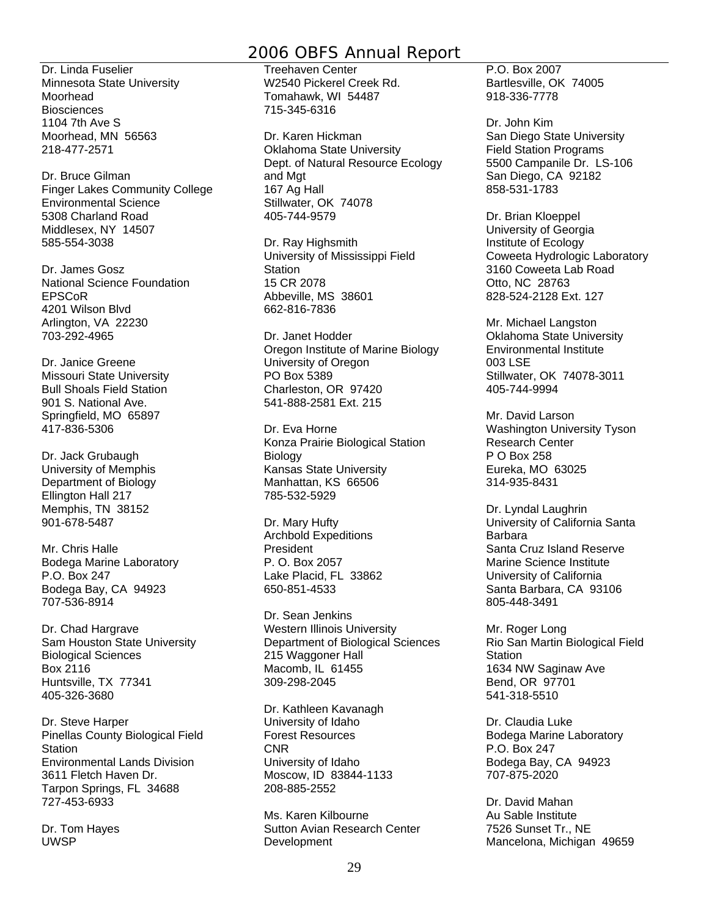Dr. Linda Fuselier
Minnesota State University Moorhead
Biosciences
1104 7th Ave S
Moorhead, MN 56563
218-477-2571

Dr. Bruce Gilman
Finger Lakes Community College
Environmental Science
5308 Charland Road
Middlesex, NY 14507
585-554-3038

Dr. James Gosz
National Science Foundation
EPSCoR
4201 Wilson Blvd
Arlington, VA 22230
703-292-4965

Dr. Janice Greene
Missouri State University
Bull Shoals Field Station
901 S. National Ave.
Springfield, MO 65897
417-836-5306

Dr. Jack Grubaugh
University of Memphis
Department of Biology
Ellington Hall 217
Memphis, TN 38152
901-678-5487

Mr. Chris Halle
Bodega Marine Laboratory
P.O. Box 247
Bodega Bay, CA 94923
707-536-8914

Dr. Chad Hargrave
Sam Houston State University
Biological Sciences
Box 2116
Huntsville, TX 77341
405-326-3680

Dr. Steve Harper
Pinellas County Biological Field Station
Environmental Lands Division
3611 Fletch Haven Dr.
Tarpon Springs, FL 34688
727-453-6933

Dr. Tom Hayes
UWSP
Treehaven Center
W2540 Pickerel Creek Rd.
Tomahawk, WI 54487
715-345-6316

Dr. Karen Hickman
Oklahoma State University
Dept. of Natural Resource Ecology and Mgt
167 Ag Hall
Stillwater, OK 74078
405-744-9579

Dr. Ray Highsmith
University of Mississippi Field Station
15 CR 2078
Abbeville, MS 38601
662-816-7836

Dr. Janet Hodder
Oregon Institute of Marine Biology
University of Oregon
PO Box 5389
Charleston, OR 97420
541-888-2581 Ext. 215

Dr. Eva Horne
Konza Prairie Biological Station
Biology
Kansas State University
Manhattan, KS 66506
785-532-5929

Dr. Mary Hufty
Archbold Expeditions
President
P. O. Box 2057
Lake Placid, FL 33862
650-851-4533

Dr. Sean Jenkins
Western Illinois University
Department of Biological Sciences
215 Waggoner Hall
Macomb, IL 61455
309-298-2045

Dr. Kathleen Kavanagh
University of Idaho
Forest Resources
CNR
University of Idaho
Moscow, ID 83844-1133
208-885-2552

Ms. Karen Kilbourne
Sutton Avian Research Center
Development
P.O. Box 2007
Bartlesville, OK 74005
918-336-7778

Dr. John Kim
San Diego State University
Field Station Programs
5500 Campanile Dr. LS-106
San Diego, CA 92182
858-531-1783

Dr. Brian Kloeppel
University of Georgia
Institute of Ecology
Coweeta Hydrologic Laboratory
3160 Coweeta Lab Road
Otto, NC 28763
828-524-2128 Ext. 127

Mr. Michael Langston
Oklahoma State University
Environmental Institute
003 LSE
Stillwater, OK 74078-3011
405-744-9994

Mr. David Larson
Washington University Tyson Research Center
P O Box 258
Eureka, MO 63025
314-935-8431

Dr. Lyndal Laughrin
University of California Santa Barbara
Santa Cruz Island Reserve
Marine Science Institute
University of California
Santa Barbara, CA 93106
805-448-3491

Mr. Roger Long
Rio San Martin Biological Field Station
1634 NW Saginaw Ave
Bend, OR 97701
541-318-5510

Dr. Claudia Luke
Bodega Marine Laboratory
P.O. Box 247
Bodega Bay, CA 94923
707-875-2020

Dr. David Mahan
Au Sable Institute
7526 Sunset Tr., NE
Mancelona, Michigan 49659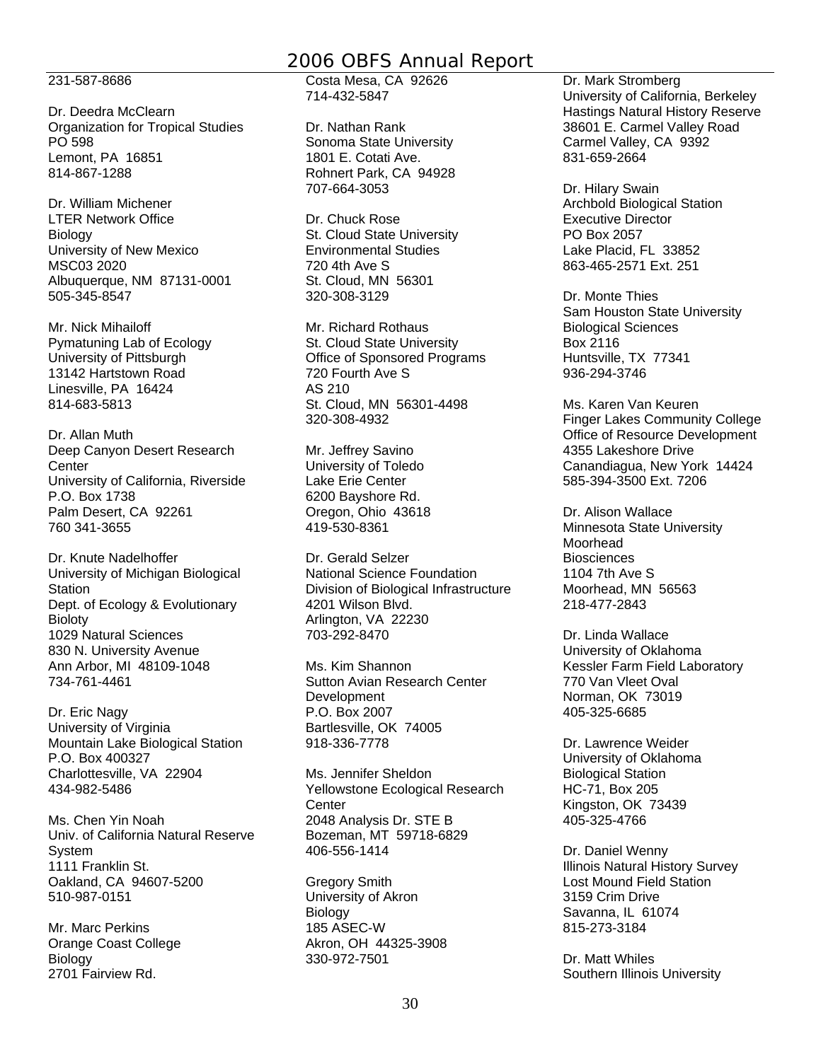231-587-8686

Dr. Deedra McClearn
Organization for Tropical Studies
PO 598
Lemont, PA 16851
814-867-1288

Dr. William Michener
LTER Network Office
Biology
University of New Mexico
MSC03 2020
Albuquerque, NM 87131-0001
505-345-8547

Mr. Nick Mihailoff
Pymatuning Lab of Ecology
University of Pittsburgh
13142 Hartstown Road
Linesville, PA 16424
814-683-5813

Dr. Allan Muth
Deep Canyon Desert Research Center
University of California, Riverside
P.O. Box 1738
Palm Desert, CA 92261
760 341-3655

Dr. Knute Nadelhoffer
University of Michigan Biological Station
Dept. of Ecology & Evolutionary Bioloty
1029 Natural Sciences
830 N. University Avenue
Ann Arbor, MI 48109-1048
734-761-4461

Dr. Eric Nagy
University of Virginia
Mountain Lake Biological Station
P.O. Box 400327
Charlottesville, VA 22904
434-982-5486

Ms. Chen Yin Noah
Univ. of California Natural Reserve System
1111 Franklin St.
Oakland, CA 94607-5200
510-987-0151

Mr. Marc Perkins
Orange Coast College
Biology
2701 Fairview Rd.
Costa Mesa, CA 92626
714-432-5847

Dr. Nathan Rank
Sonoma State University
1801 E. Cotati Ave.
Rohnert Park, CA 94928
707-664-3053

Dr. Chuck Rose
St. Cloud State University
Environmental Studies
720 4th Ave S
St. Cloud, MN 56301
320-308-3129

Mr. Richard Rothaus
St. Cloud State University
Office of Sponsored Programs
720 Fourth Ave S
AS 210
St. Cloud, MN 56301-4498
320-308-4932

Mr. Jeffrey Savino
University of Toledo
Lake Erie Center
6200 Bayshore Rd.
Oregon, Ohio 43618
419-530-8361

Dr. Gerald Selzer
National Science Foundation
Division of Biological Infrastructure
4201 Wilson Blvd.
Arlington, VA 22230
703-292-8470

Ms. Kim Shannon
Sutton Avian Research Center
Development
P.O. Box 2007
Bartlesville, OK 74005
918-336-7778

Ms. Jennifer Sheldon
Yellowstone Ecological Research Center
2048 Analysis Dr. STE B
Bozeman, MT 59718-6829
406-556-1414

Gregory Smith
University of Akron
Biology
185 ASEC-W
Akron, OH 44325-3908
330-972-7501

Dr. Mark Stromberg
University of California, Berkeley
Hastings Natural History Reserve
38601 E. Carmel Valley Road
Carmel Valley, CA 9392
831-659-2664

Dr. Hilary Swain
Archbold Biological Station
Executive Director
PO Box 2057
Lake Placid, FL 33852
863-465-2571 Ext. 251

Dr. Monte Thies
Sam Houston State University
Biological Sciences
Box 2116
Huntsville, TX 77341
936-294-3746

Ms. Karen Van Keuren
Finger Lakes Community College
Office of Resource Development
4355 Lakeshore Drive
Canandiagua, New York 14424
585-394-3500 Ext. 7206

Dr. Alison Wallace
Minnesota State University Moorhead
Biosciences
1104 7th Ave S
Moorhead, MN 56563
218-477-2843

Dr. Linda Wallace
University of Oklahoma
Kessler Farm Field Laboratory
770 Van Vleet Oval
Norman, OK 73019
405-325-6685

Dr. Lawrence Weider
University of Oklahoma
Biological Station
HC-71, Box 205
Kingston, OK 73439
405-325-4766

Dr. Daniel Wenny
Illinois Natural History Survey
Lost Mound Field Station
3159 Crim Drive
Savanna, IL 61074
815-273-3184

Dr. Matt Whiles
Southern Illinois University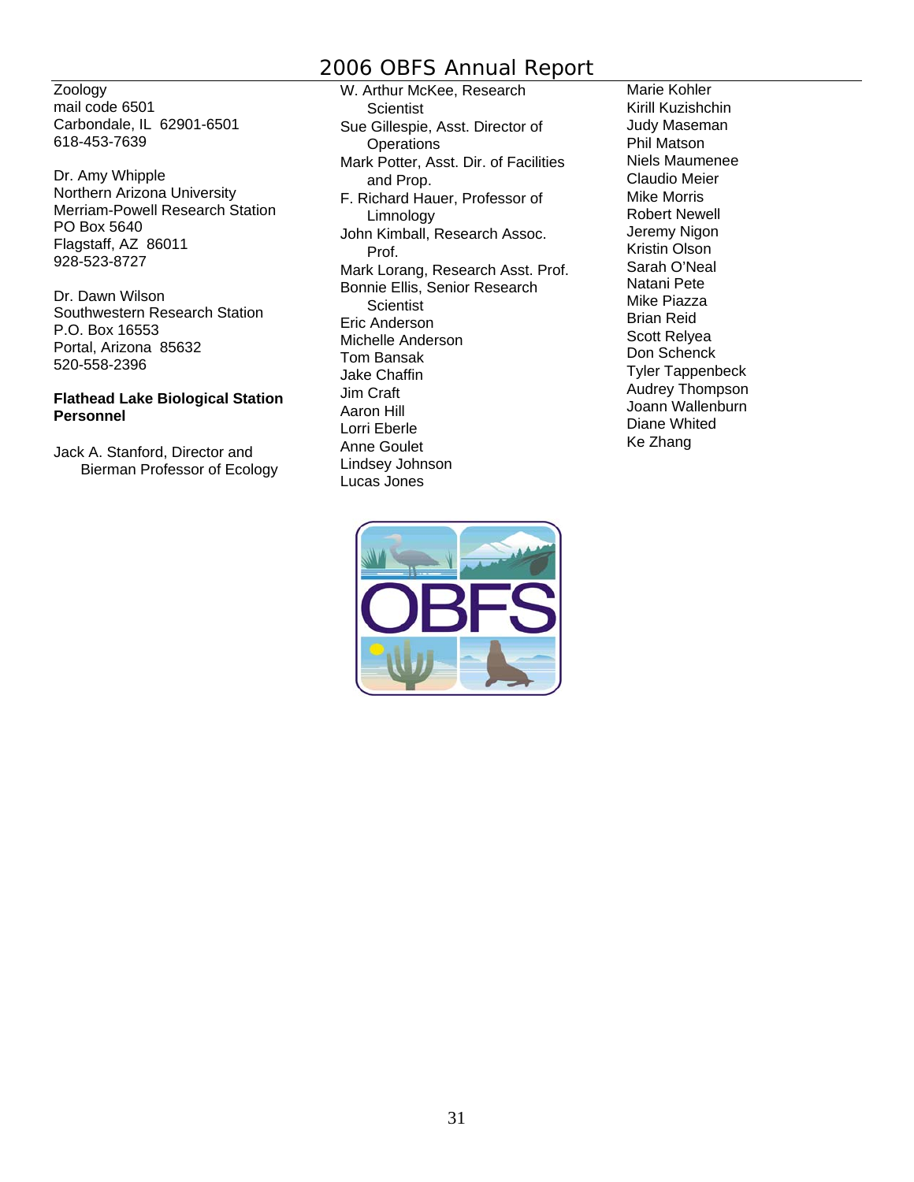Zoology
mail code 6501
Carbondale, IL 62901-6501
618-453-7639

Dr. Amy Whipple
Northern Arizona University
Merriam-Powell Research Station
PO Box 5640
Flagstaff, AZ 86011
928-523-8727

Dr. Dawn Wilson
Southwestern Research Station
P.O. Box 16553
Portal, Arizona 85632
520-558-2396

**Flathead Lake Biological Station Personnel**

Jack A. Stanford, Director and Bierman Professor of Ecology
W. Arthur McKee, Research Scientist
Sue Gillespie, Asst. Director of Operations
Mark Potter, Asst. Dir. of Facilities and Prop.
F. Richard Hauer, Professor of Limnology
John Kimball, Research Assoc. Prof.
Mark Lorang, Research Asst. Prof.
Bonnie Ellis, Senior Research Scientist
Eric Anderson
Michelle Anderson
Tom Bansak
Jake Chaffin
Jim Craft
Aaron Hill
Lorri Eberle
Anne Goulet
Lindsey Johnson
Lucas Jones
Marie Kohler
Kirill Kuzishchin
Judy Maseman
Phil Matson
Niels Maumenee
Claudio Meier
Mike Morris
Robert Newell
Jeremy Nigon
Kristin Olson
Sarah O'Neal
Natani Pete
Mike Piazza
Brian Reid
Scott Relyea
Don Schenck
Tyler Tappenbeck
Audrey Thompson
Joann Wallenburn
Diane Whited
Ke Zhang